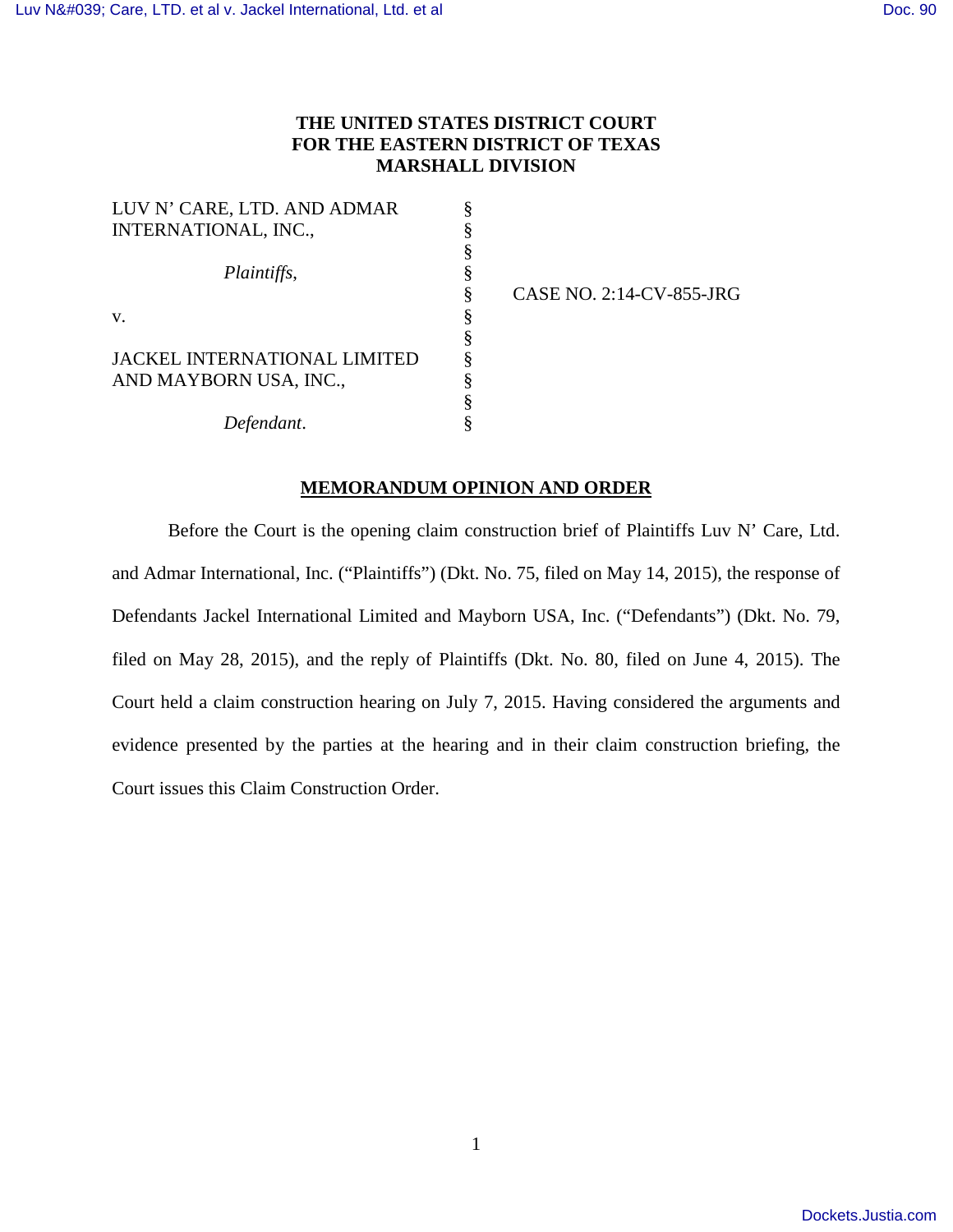**THE UNITED STATES DISTRICT COURT**
**FOR THE EASTERN DISTRICT OF TEXAS**
**MARSHALL DIVISION**

| | | |
|---|---|---|
| LUV N' CARE, LTD. AND ADMAR INTERNATIONAL, INC., | § | |
| | § | |
| *Plaintiffs*, | § | |
| | § | CASE NO. 2:14-CV-855-JRG |
| v. | § | |
| | § | |
| JACKEL INTERNATIONAL LIMITED AND MAYBORN USA, INC., | § | |
| | § | |
| *Defendant*. | § | |

**MEMORANDUM OPINION AND ORDER**

Before the Court is the opening claim construction brief of Plaintiffs Luv N' Care, Ltd. and Admar International, Inc. ("Plaintiffs") (Dkt. No. 75, filed on May 14, 2015), the response of Defendants Jackel International Limited and Mayborn USA, Inc. ("Defendants") (Dkt. No. 79, filed on May 28, 2015), and the reply of Plaintiffs (Dkt. No. 80, filed on June 4, 2015). The Court held a claim construction hearing on July 7, 2015. Having considered the arguments and evidence presented by the parties at the hearing and in their claim construction briefing, the Court issues this Claim Construction Order.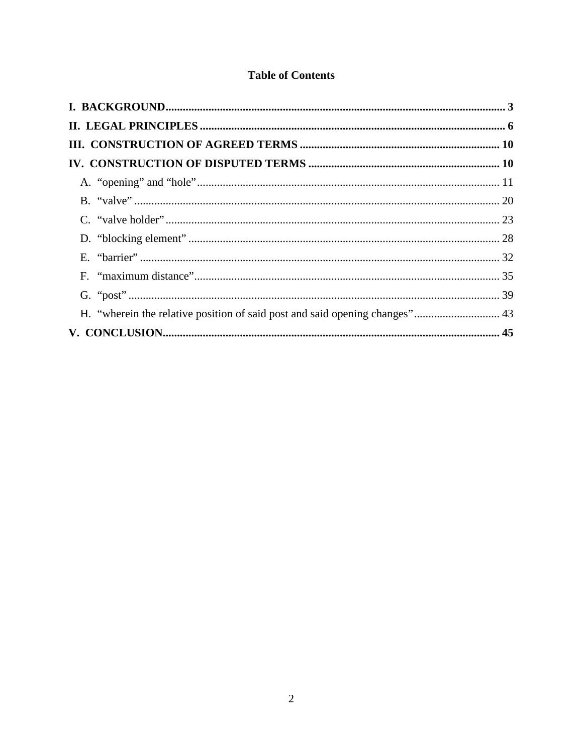# Table of Contents

**I. BACKGROUND** ........ **3**

**II. LEGAL PRINCIPLES** ........ **6**

**III. CONSTRUCTION OF AGREED TERMS** ........ **10**

**IV. CONSTRUCTION OF DISPUTED TERMS** ........ **10**

- A. "opening" and "hole" ........ 11
- B. "valve" ........ 20
- C. "valve holder" ........ 23
- D. "blocking element" ........ 28
- E. "barrier" ........ 32
- F. "maximum distance" ........ 35
- G. "post" ........ 39
- H. "wherein the relative position of said post and said opening changes" ........ 43

**V. CONCLUSION** ........ **45**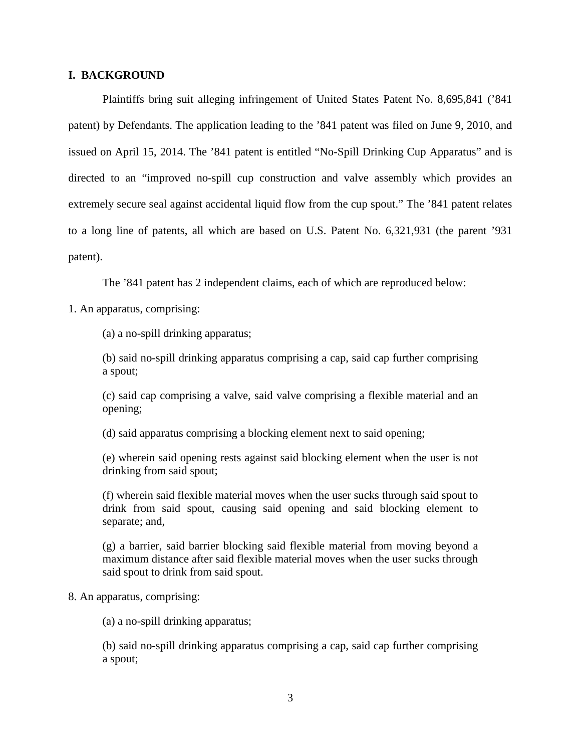## I. BACKGROUND

Plaintiffs bring suit alleging infringement of United States Patent No. 8,695,841 ('841 patent) by Defendants. The application leading to the '841 patent was filed on June 9, 2010, and issued on April 15, 2014. The '841 patent is entitled "No-Spill Drinking Cup Apparatus" and is directed to an "improved no-spill cup construction and valve assembly which provides an extremely secure seal against accidental liquid flow from the cup spout." The '841 patent relates to a long line of patents, all which are based on U.S. Patent No. 6,321,931 (the parent '931 patent).

The '841 patent has 2 independent claims, each of which are reproduced below:

1. An apparatus, comprising:

> (a) a no-spill drinking apparatus;
>
> (b) said no-spill drinking apparatus comprising a cap, said cap further comprising a spout;
>
> (c) said cap comprising a valve, said valve comprising a flexible material and an opening;
>
> (d) said apparatus comprising a blocking element next to said opening;
>
> (e) wherein said opening rests against said blocking element when the user is not drinking from said spout;
>
> (f) wherein said flexible material moves when the user sucks through said spout to drink from said spout, causing said opening and said blocking element to separate; and,
>
> (g) a barrier, said barrier blocking said flexible material from moving beyond a maximum distance after said flexible material moves when the user sucks through said spout to drink from said spout.

8. An apparatus, comprising:

> (a) a no-spill drinking apparatus;
>
> (b) said no-spill drinking apparatus comprising a cap, said cap further comprising a spout;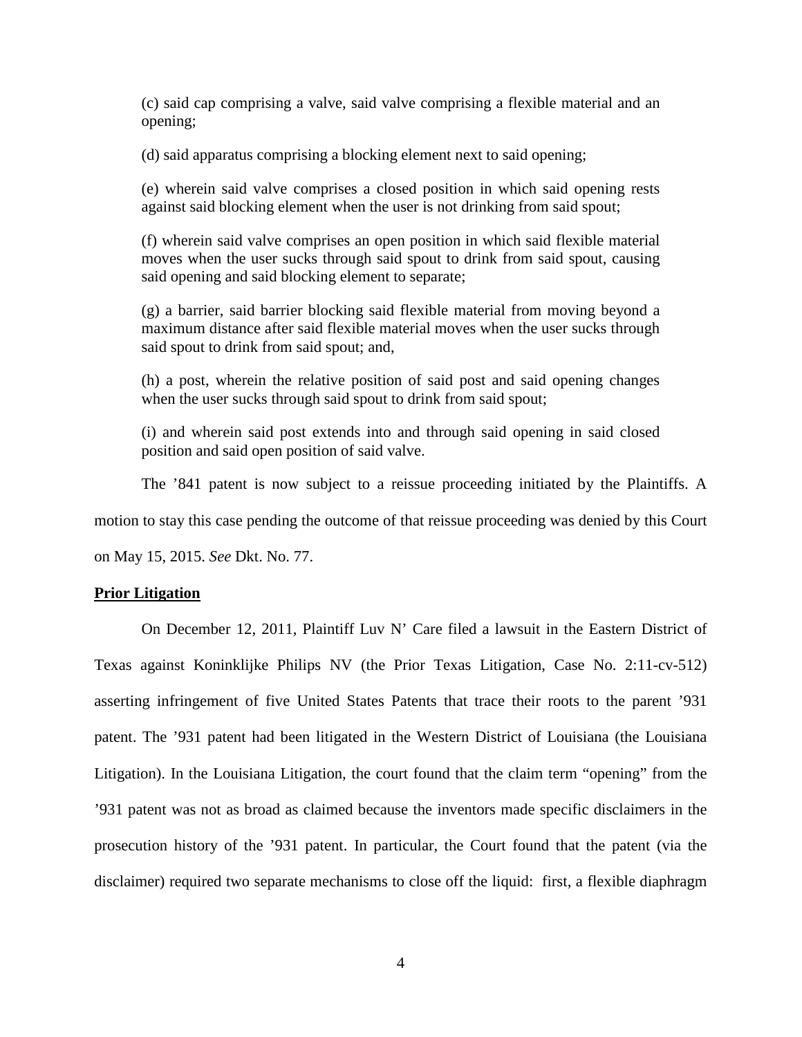(c) said cap comprising a valve, said valve comprising a flexible material and an opening;

(d) said apparatus comprising a blocking element next to said opening;

(e) wherein said valve comprises a closed position in which said opening rests against said blocking element when the user is not drinking from said spout;

(f) wherein said valve comprises an open position in which said flexible material moves when the user sucks through said spout to drink from said spout, causing said opening and said blocking element to separate;

(g) a barrier, said barrier blocking said flexible material from moving beyond a maximum distance after said flexible material moves when the user sucks through said spout to drink from said spout; and,

(h) a post, wherein the relative position of said post and said opening changes when the user sucks through said spout to drink from said spout;

(i) and wherein said post extends into and through said opening in said closed position and said open position of said valve.

The ’841 patent is now subject to a reissue proceeding initiated by the Plaintiffs. A motion to stay this case pending the outcome of that reissue proceeding was denied by this Court on May 15, 2015. *See* Dkt. No. 77.

**Prior Litigation**

On December 12, 2011, Plaintiff Luv N’ Care filed a lawsuit in the Eastern District of Texas against Koninklijke Philips NV (the Prior Texas Litigation, Case No. 2:11-cv-512) asserting infringement of five United States Patents that trace their roots to the parent ’931 patent. The ’931 patent had been litigated in the Western District of Louisiana (the Louisiana Litigation). In the Louisiana Litigation, the court found that the claim term “opening” from the ’931 patent was not as broad as claimed because the inventors made specific disclaimers in the prosecution history of the ’931 patent. In particular, the Court found that the patent (via the disclaimer) required two separate mechanisms to close off the liquid: first, a flexible diaphragm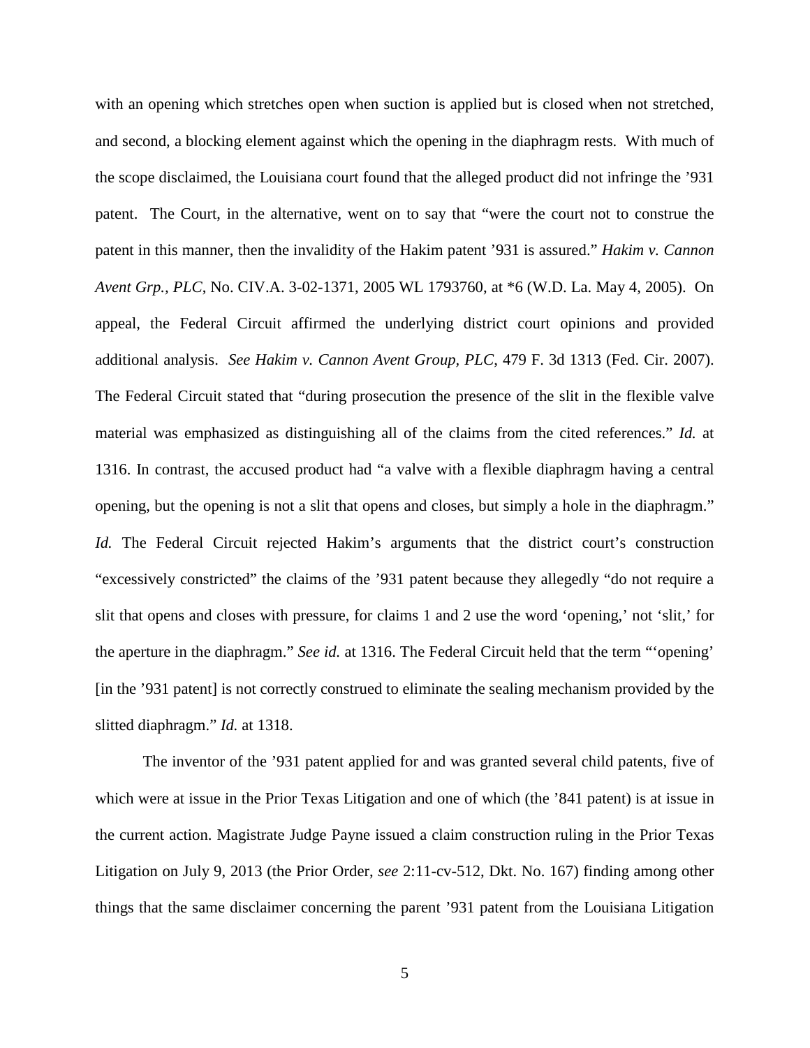with an opening which stretches open when suction is applied but is closed when not stretched, and second, a blocking element against which the opening in the diaphragm rests. With much of the scope disclaimed, the Louisiana court found that the alleged product did not infringe the '931 patent. The Court, in the alternative, went on to say that "were the court not to construe the patent in this manner, then the invalidity of the Hakim patent '931 is assured." *Hakim v. Cannon Avent Grp., PLC*, No. CIV.A. 3-02-1371, 2005 WL 1793760, at *6 (W.D. La. May 4, 2005). On appeal, the Federal Circuit affirmed the underlying district court opinions and provided additional analysis. *See Hakim v. Cannon Avent Group, PLC*, 479 F. 3d 1313 (Fed. Cir. 2007). The Federal Circuit stated that "during prosecution the presence of the slit in the flexible valve material was emphasized as distinguishing all of the claims from the cited references." *Id.* at 1316. In contrast, the accused product had "a valve with a flexible diaphragm having a central opening, but the opening is not a slit that opens and closes, but simply a hole in the diaphragm." *Id.* The Federal Circuit rejected Hakim's arguments that the district court's construction "excessively constricted" the claims of the '931 patent because they allegedly "do not require a slit that opens and closes with pressure, for claims 1 and 2 use the word 'opening,' not 'slit,' for the aperture in the diaphragm." *See id.* at 1316. The Federal Circuit held that the term "'opening' [in the '931 patent] is not correctly construed to eliminate the sealing mechanism provided by the slitted diaphragm." *Id.* at 1318.

The inventor of the '931 patent applied for and was granted several child patents, five of which were at issue in the Prior Texas Litigation and one of which (the '841 patent) is at issue in the current action. Magistrate Judge Payne issued a claim construction ruling in the Prior Texas Litigation on July 9, 2013 (the Prior Order, *see* 2:11-cv-512, Dkt. No. 167) finding among other things that the same disclaimer concerning the parent '931 patent from the Louisiana Litigation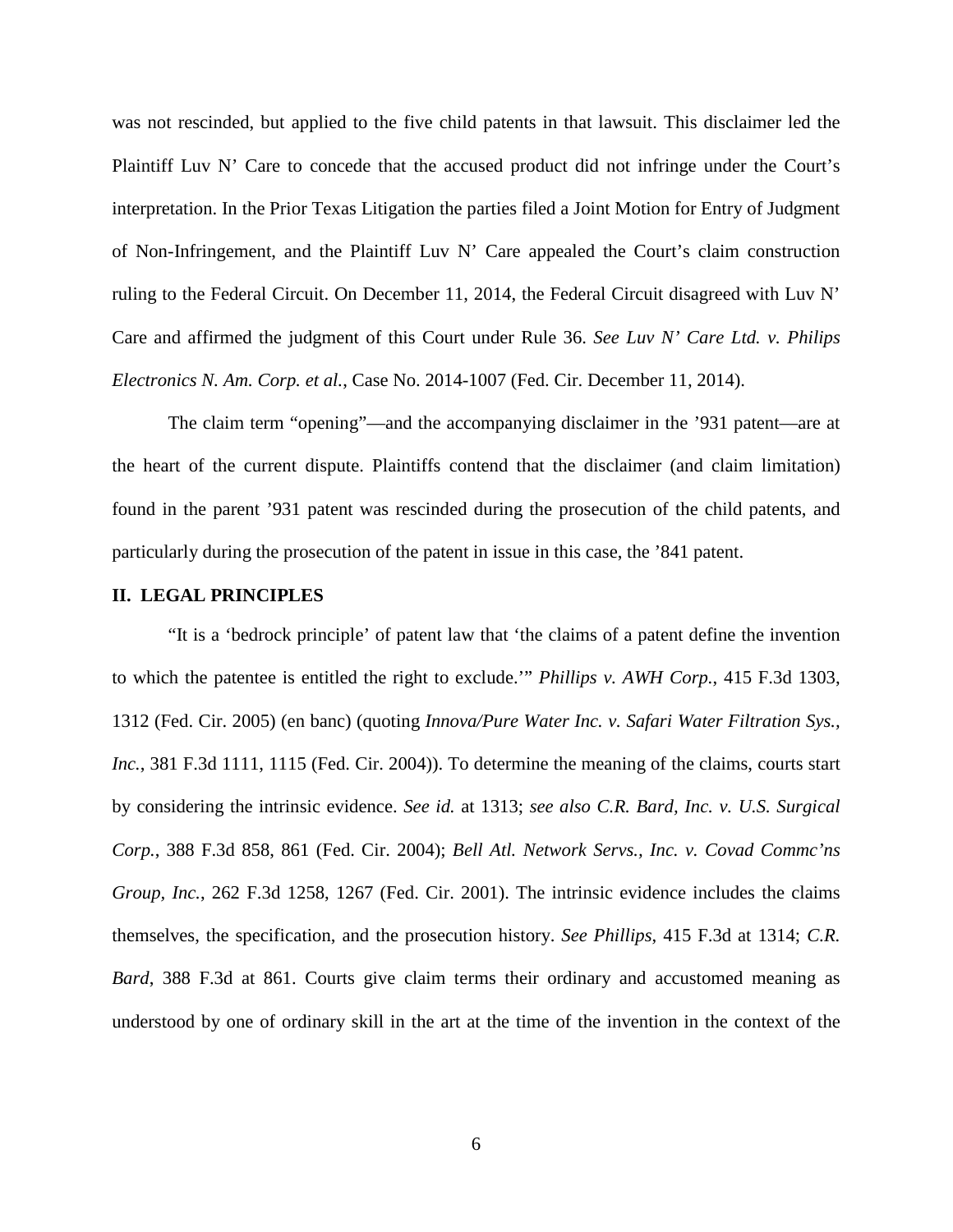was not rescinded, but applied to the five child patents in that lawsuit. This disclaimer led the Plaintiff Luv N' Care to concede that the accused product did not infringe under the Court's interpretation. In the Prior Texas Litigation the parties filed a Joint Motion for Entry of Judgment of Non-Infringement, and the Plaintiff Luv N' Care appealed the Court's claim construction ruling to the Federal Circuit. On December 11, 2014, the Federal Circuit disagreed with Luv N' Care and affirmed the judgment of this Court under Rule 36. *See Luv N' Care Ltd. v. Philips Electronics N. Am. Corp. et al.*, Case No. 2014-1007 (Fed. Cir. December 11, 2014).

The claim term "opening"—and the accompanying disclaimer in the '931 patent—are at the heart of the current dispute. Plaintiffs contend that the disclaimer (and claim limitation) found in the parent '931 patent was rescinded during the prosecution of the child patents, and particularly during the prosecution of the patent in issue in this case, the '841 patent.

## II. LEGAL PRINCIPLES

"It is a 'bedrock principle' of patent law that 'the claims of a patent define the invention to which the patentee is entitled the right to exclude.'" *Phillips v. AWH Corp.*, 415 F.3d 1303, 1312 (Fed. Cir. 2005) (en banc) (quoting *Innova/Pure Water Inc. v. Safari Water Filtration Sys., Inc.*, 381 F.3d 1111, 1115 (Fed. Cir. 2004)). To determine the meaning of the claims, courts start by considering the intrinsic evidence. *See id.* at 1313; *see also C.R. Bard, Inc. v. U.S. Surgical Corp.*, 388 F.3d 858, 861 (Fed. Cir. 2004); *Bell Atl. Network Servs., Inc. v. Covad Commc'ns Group, Inc.*, 262 F.3d 1258, 1267 (Fed. Cir. 2001). The intrinsic evidence includes the claims themselves, the specification, and the prosecution history. *See Phillips*, 415 F.3d at 1314; *C.R. Bard*, 388 F.3d at 861. Courts give claim terms their ordinary and accustomed meaning as understood by one of ordinary skill in the art at the time of the invention in the context of the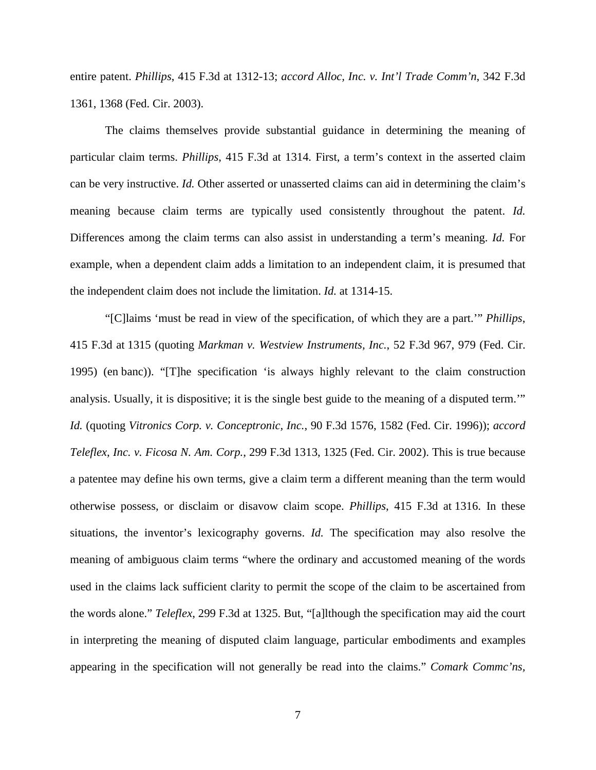entire patent. *Phillips*, 415 F.3d at 1312-13; *accord Alloc, Inc. v. Int'l Trade Comm'n*, 342 F.3d 1361, 1368 (Fed. Cir. 2003).

The claims themselves provide substantial guidance in determining the meaning of particular claim terms. *Phillips*, 415 F.3d at 1314. First, a term's context in the asserted claim can be very instructive. *Id.* Other asserted or unasserted claims can aid in determining the claim's meaning because claim terms are typically used consistently throughout the patent. *Id.* Differences among the claim terms can also assist in understanding a term's meaning. *Id.* For example, when a dependent claim adds a limitation to an independent claim, it is presumed that the independent claim does not include the limitation. *Id.* at 1314-15.

"[C]laims 'must be read in view of the specification, of which they are a part.'" *Phillips*, 415 F.3d at 1315 (quoting *Markman v. Westview Instruments, Inc.*, 52 F.3d 967, 979 (Fed. Cir. 1995) (en banc)). "[T]he specification 'is always highly relevant to the claim construction analysis. Usually, it is dispositive; it is the single best guide to the meaning of a disputed term.'" *Id.* (quoting *Vitronics Corp. v. Conceptronic, Inc.*, 90 F.3d 1576, 1582 (Fed. Cir. 1996)); *accord Teleflex, Inc. v. Ficosa N. Am. Corp.*, 299 F.3d 1313, 1325 (Fed. Cir. 2002). This is true because a patentee may define his own terms, give a claim term a different meaning than the term would otherwise possess, or disclaim or disavow claim scope. *Phillips*, 415 F.3d at 1316. In these situations, the inventor's lexicography governs. *Id.* The specification may also resolve the meaning of ambiguous claim terms "where the ordinary and accustomed meaning of the words used in the claims lack sufficient clarity to permit the scope of the claim to be ascertained from the words alone." *Teleflex*, 299 F.3d at 1325. But, "[a]lthough the specification may aid the court in interpreting the meaning of disputed claim language, particular embodiments and examples appearing in the specification will not generally be read into the claims." *Comark Commc'ns,*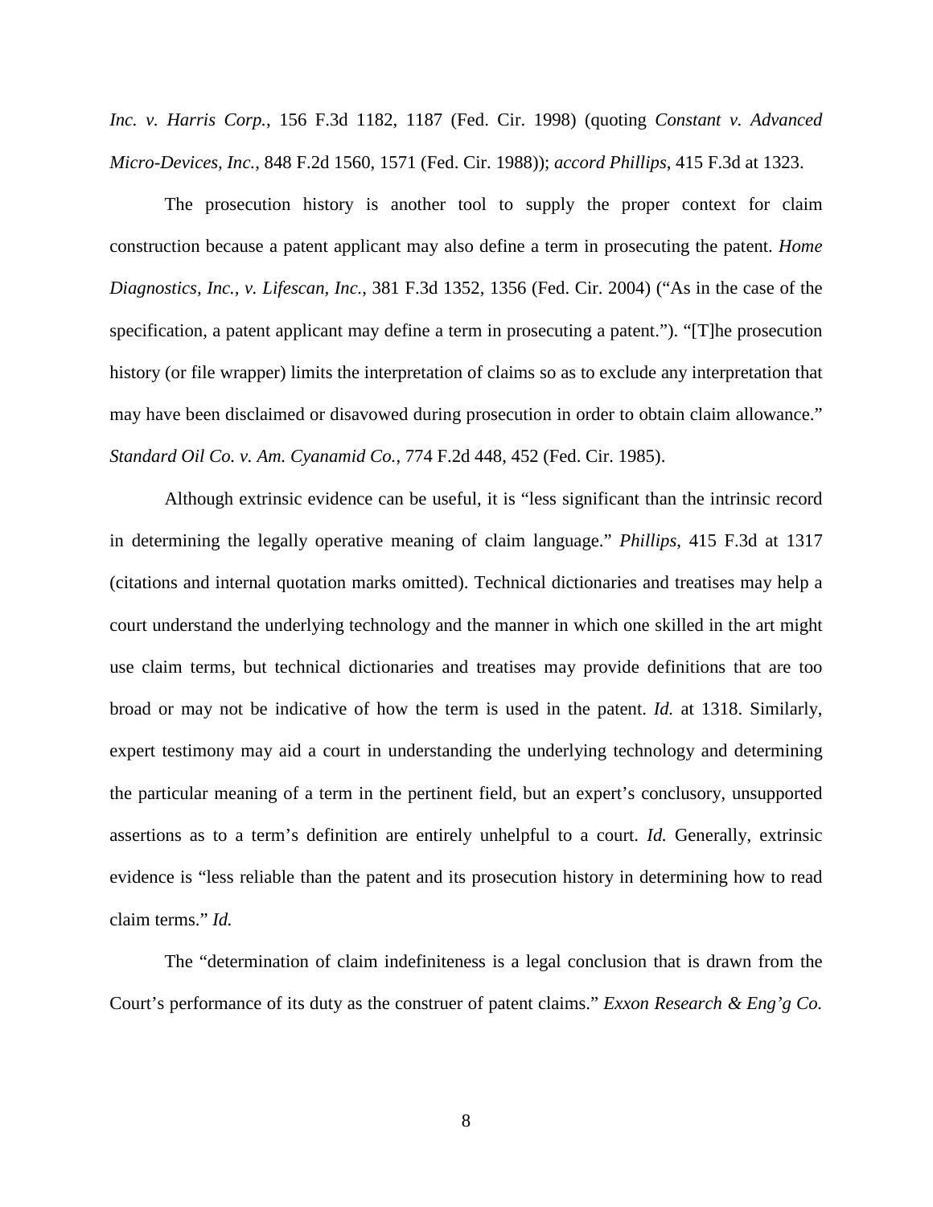*Inc. v. Harris Corp.*, 156 F.3d 1182, 1187 (Fed. Cir. 1998) (quoting *Constant v. Advanced Micro-Devices, Inc.*, 848 F.2d 1560, 1571 (Fed. Cir. 1988)); *accord Phillips*, 415 F.3d at 1323.

The prosecution history is another tool to supply the proper context for claim construction because a patent applicant may also define a term in prosecuting the patent. *Home Diagnostics, Inc., v. Lifescan, Inc.*, 381 F.3d 1352, 1356 (Fed. Cir. 2004) ("As in the case of the specification, a patent applicant may define a term in prosecuting a patent."). "[T]he prosecution history (or file wrapper) limits the interpretation of claims so as to exclude any interpretation that may have been disclaimed or disavowed during prosecution in order to obtain claim allowance." *Standard Oil Co. v. Am. Cyanamid Co.*, 774 F.2d 448, 452 (Fed. Cir. 1985).

Although extrinsic evidence can be useful, it is "less significant than the intrinsic record in determining the legally operative meaning of claim language." *Phillips*, 415 F.3d at 1317 (citations and internal quotation marks omitted). Technical dictionaries and treatises may help a court understand the underlying technology and the manner in which one skilled in the art might use claim terms, but technical dictionaries and treatises may provide definitions that are too broad or may not be indicative of how the term is used in the patent. *Id.* at 1318. Similarly, expert testimony may aid a court in understanding the underlying technology and determining the particular meaning of a term in the pertinent field, but an expert's conclusory, unsupported assertions as to a term's definition are entirely unhelpful to a court. *Id.* Generally, extrinsic evidence is "less reliable than the patent and its prosecution history in determining how to read claim terms." *Id.*

The "determination of claim indefiniteness is a legal conclusion that is drawn from the Court's performance of its duty as the construer of patent claims." *Exxon Research & Eng'g Co.*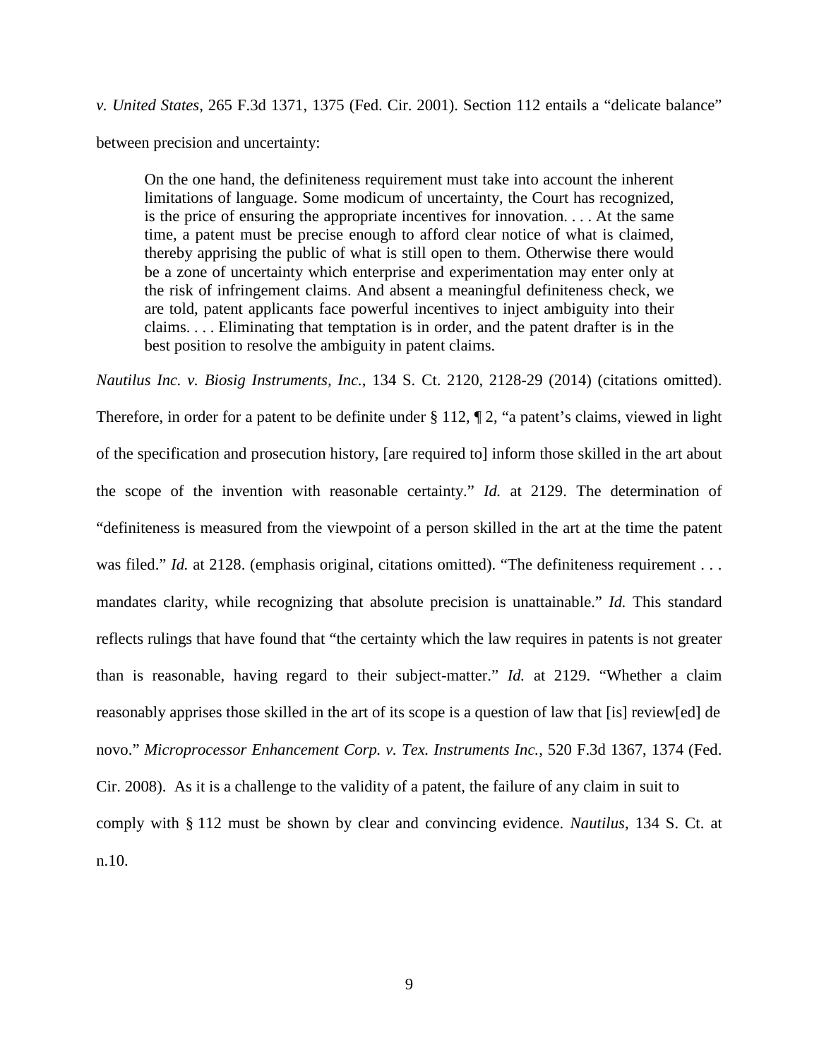*v. United States*, 265 F.3d 1371, 1375 (Fed. Cir. 2001). Section 112 entails a "delicate balance" between precision and uncertainty:

> On the one hand, the definiteness requirement must take into account the inherent limitations of language. Some modicum of uncertainty, the Court has recognized, is the price of ensuring the appropriate incentives for innovation. . . . At the same time, a patent must be precise enough to afford clear notice of what is claimed, thereby apprising the public of what is still open to them. Otherwise there would be a zone of uncertainty which enterprise and experimentation may enter only at the risk of infringement claims. And absent a meaningful definiteness check, we are told, patent applicants face powerful incentives to inject ambiguity into their claims. . . . Eliminating that temptation is in order, and the patent drafter is in the best position to resolve the ambiguity in patent claims.

*Nautilus Inc. v. Biosig Instruments, Inc.*, 134 S. Ct. 2120, 2128-29 (2014) (citations omitted). Therefore, in order for a patent to be definite under § 112, ¶ 2, "a patent's claims, viewed in light of the specification and prosecution history, [are required to] inform those skilled in the art about the scope of the invention with reasonable certainty." *Id.* at 2129. The determination of "definiteness is measured from the viewpoint of a person skilled in the art at the time the patent was filed." *Id.* at 2128. (emphasis original, citations omitted). "The definiteness requirement . . . mandates clarity, while recognizing that absolute precision is unattainable." *Id.* This standard reflects rulings that have found that "the certainty which the law requires in patents is not greater than is reasonable, having regard to their subject-matter." *Id.* at 2129. "Whether a claim reasonably apprises those skilled in the art of its scope is a question of law that [is] review[ed] de novo." *Microprocessor Enhancement Corp. v. Tex. Instruments Inc.*, 520 F.3d 1367, 1374 (Fed. Cir. 2008). As it is a challenge to the validity of a patent, the failure of any claim in suit to comply with § 112 must be shown by clear and convincing evidence. *Nautilus*, 134 S. Ct. at n.10.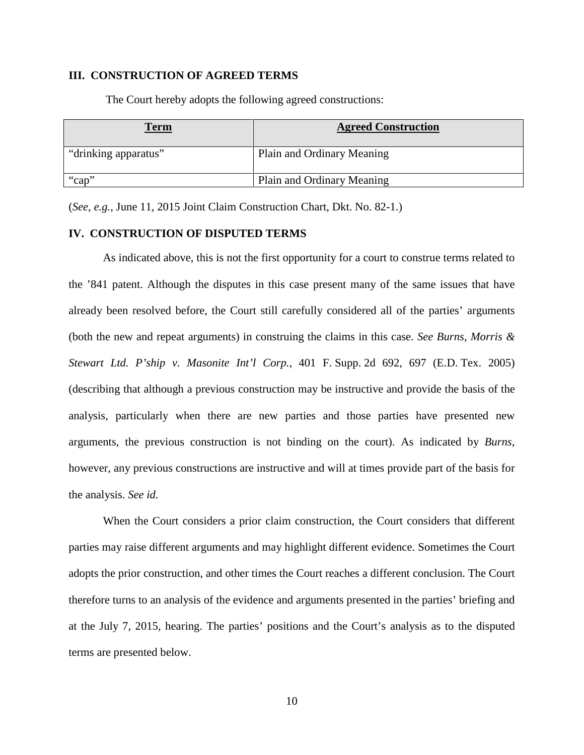## III. CONSTRUCTION OF AGREED TERMS

The Court hereby adopts the following agreed constructions:

| Term | Agreed Construction |
|---|---|
| "drinking apparatus" | Plain and Ordinary Meaning |
| "cap" | Plain and Ordinary Meaning |

(*See, e.g.*, June 11, 2015 Joint Claim Construction Chart, Dkt. No. 82-1.)

## IV. CONSTRUCTION OF DISPUTED TERMS

As indicated above, this is not the first opportunity for a court to construe terms related to the '841 patent. Although the disputes in this case present many of the same issues that have already been resolved before, the Court still carefully considered all of the parties' arguments (both the new and repeat arguments) in construing the claims in this case. *See Burns, Morris & Stewart Ltd. P'ship v. Masonite Int'l Corp.*, 401 F. Supp. 2d 692, 697 (E.D. Tex. 2005) (describing that although a previous construction may be instructive and provide the basis of the analysis, particularly when there are new parties and those parties have presented new arguments, the previous construction is not binding on the court). As indicated by *Burns*, however, any previous constructions are instructive and will at times provide part of the basis for the analysis. *See id.*

When the Court considers a prior claim construction, the Court considers that different parties may raise different arguments and may highlight different evidence. Sometimes the Court adopts the prior construction, and other times the Court reaches a different conclusion. The Court therefore turns to an analysis of the evidence and arguments presented in the parties' briefing and at the July 7, 2015, hearing. The parties' positions and the Court's analysis as to the disputed terms are presented below.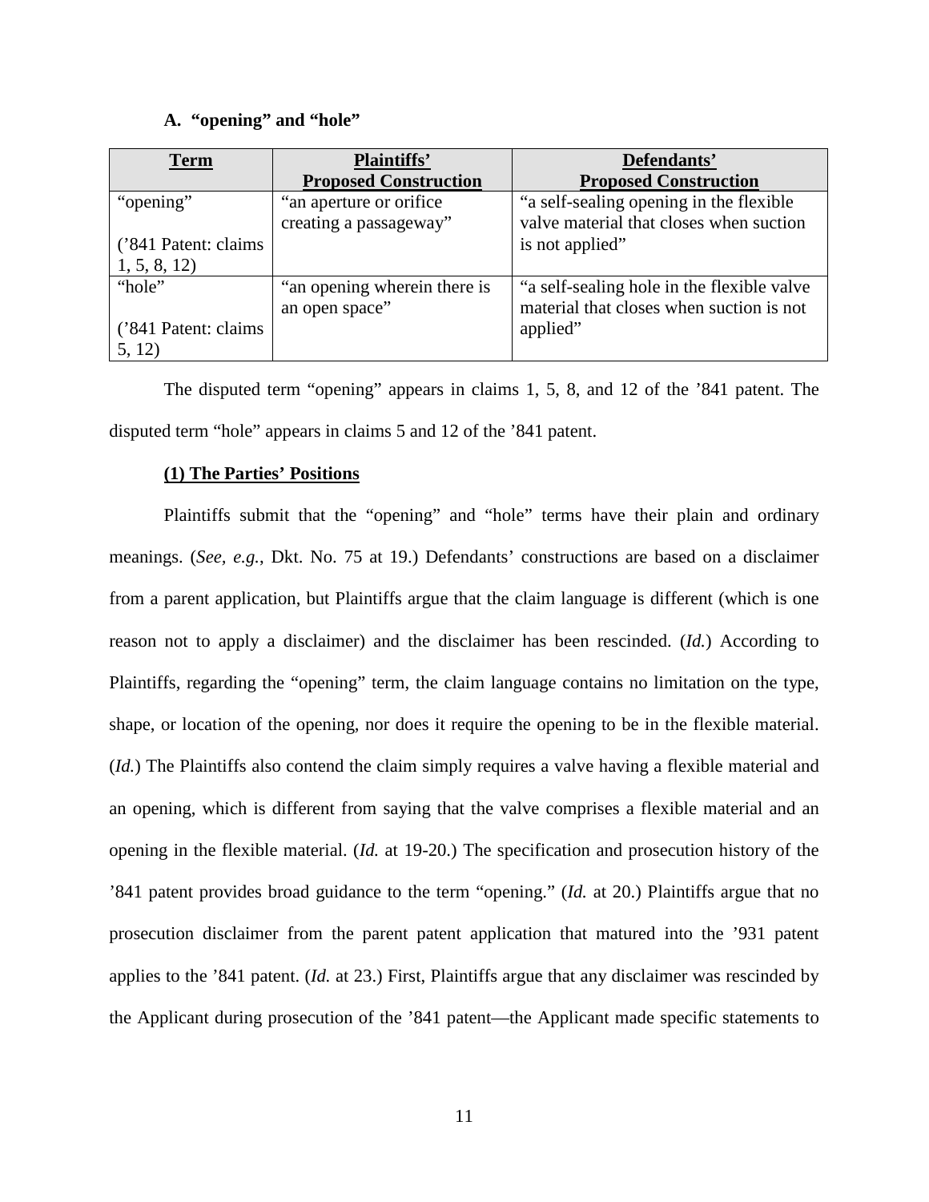### A. "opening" and "hole"

| Term | Plaintiffs' Proposed Construction | Defendants' Proposed Construction |
|---|---|---|
| "opening"<br><br>('841 Patent: claims 1, 5, 8, 12) | "an aperture or orifice creating a passageway" | "a self-sealing opening in the flexible valve material that closes when suction is not applied" |
| "hole"<br><br>('841 Patent: claims 5, 12) | "an opening wherein there is an open space" | "a self-sealing hole in the flexible valve material that closes when suction is not applied" |

The disputed term "opening" appears in claims 1, 5, 8, and 12 of the '841 patent. The disputed term "hole" appears in claims 5 and 12 of the '841 patent.

#### (1) The Parties' Positions

Plaintiffs submit that the "opening" and "hole" terms have their plain and ordinary meanings. (*See, e.g.*, Dkt. No. 75 at 19.) Defendants' constructions are based on a disclaimer from a parent application, but Plaintiffs argue that the claim language is different (which is one reason not to apply a disclaimer) and the disclaimer has been rescinded. (*Id.*) According to Plaintiffs, regarding the "opening" term, the claim language contains no limitation on the type, shape, or location of the opening, nor does it require the opening to be in the flexible material. (*Id.*) The Plaintiffs also contend the claim simply requires a valve having a flexible material and an opening, which is different from saying that the valve comprises a flexible material and an opening in the flexible material. (*Id.* at 19-20.) The specification and prosecution history of the '841 patent provides broad guidance to the term "opening." (*Id.* at 20.) Plaintiffs argue that no prosecution disclaimer from the parent patent application that matured into the '931 patent applies to the '841 patent. (*Id.* at 23.) First, Plaintiffs argue that any disclaimer was rescinded by the Applicant during prosecution of the '841 patent—the Applicant made specific statements to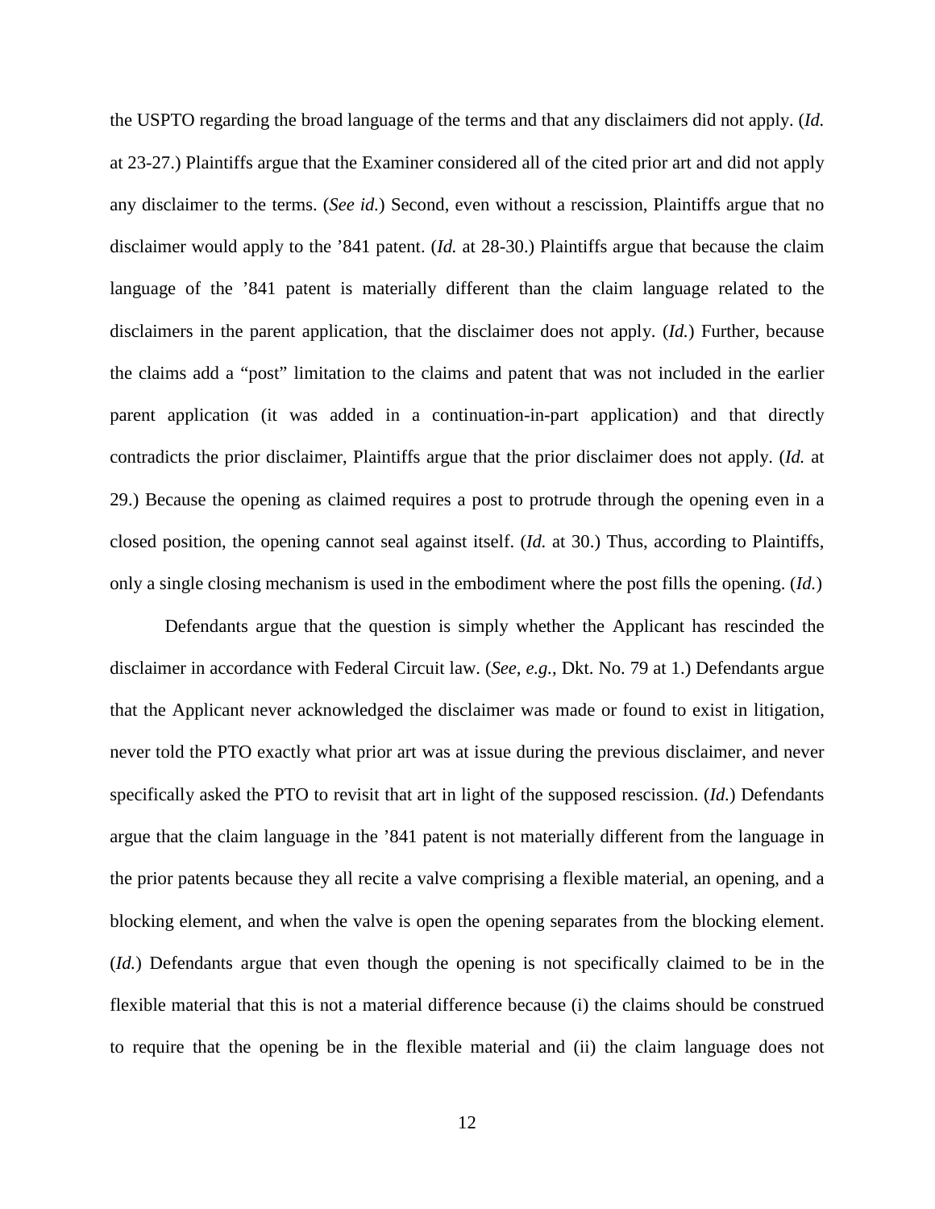the USPTO regarding the broad language of the terms and that any disclaimers did not apply. (*Id.* at 23-27.) Plaintiffs argue that the Examiner considered all of the cited prior art and did not apply any disclaimer to the terms. (*See id.*) Second, even without a rescission, Plaintiffs argue that no disclaimer would apply to the '841 patent. (*Id.* at 28-30.) Plaintiffs argue that because the claim language of the '841 patent is materially different than the claim language related to the disclaimers in the parent application, that the disclaimer does not apply. (*Id.*) Further, because the claims add a "post" limitation to the claims and patent that was not included in the earlier parent application (it was added in a continuation-in-part application) and that directly contradicts the prior disclaimer, Plaintiffs argue that the prior disclaimer does not apply. (*Id.* at 29.) Because the opening as claimed requires a post to protrude through the opening even in a closed position, the opening cannot seal against itself. (*Id.* at 30.) Thus, according to Plaintiffs, only a single closing mechanism is used in the embodiment where the post fills the opening. (*Id.*)

Defendants argue that the question is simply whether the Applicant has rescinded the disclaimer in accordance with Federal Circuit law. (*See, e.g.*, Dkt. No. 79 at 1.) Defendants argue that the Applicant never acknowledged the disclaimer was made or found to exist in litigation, never told the PTO exactly what prior art was at issue during the previous disclaimer, and never specifically asked the PTO to revisit that art in light of the supposed rescission. (*Id.*) Defendants argue that the claim language in the '841 patent is not materially different from the language in the prior patents because they all recite a valve comprising a flexible material, an opening, and a blocking element, and when the valve is open the opening separates from the blocking element. (*Id.*) Defendants argue that even though the opening is not specifically claimed to be in the flexible material that this is not a material difference because (i) the claims should be construed to require that the opening be in the flexible material and (ii) the claim language does not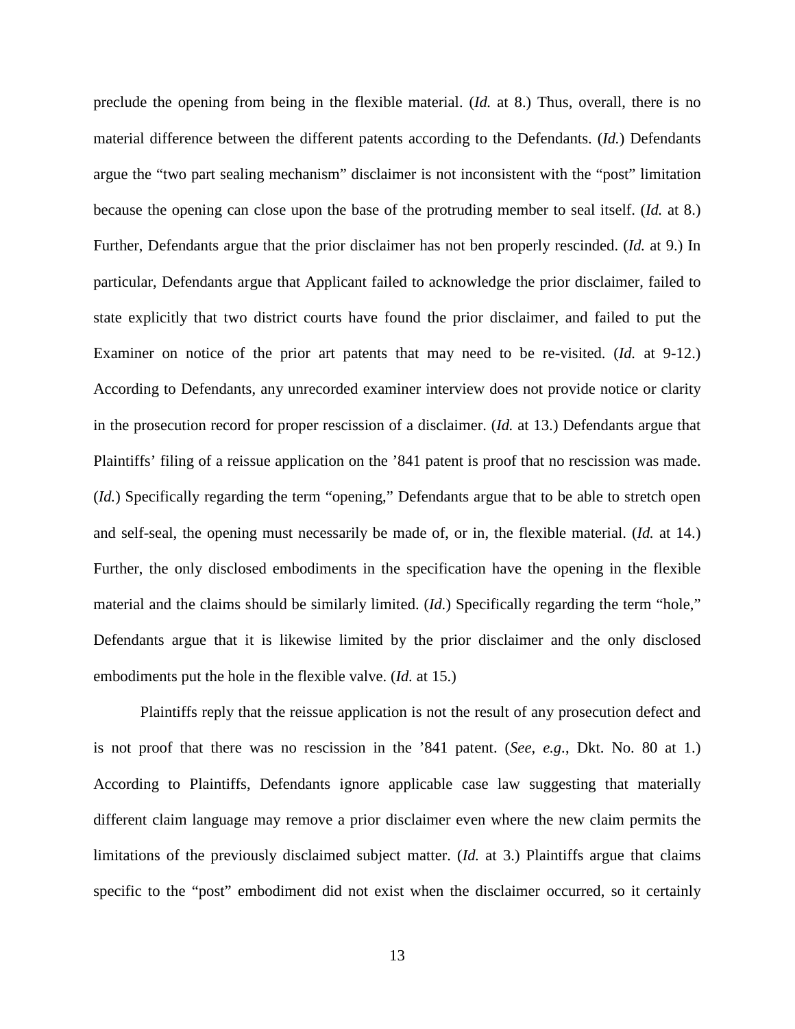preclude the opening from being in the flexible material. (*Id.* at 8.) Thus, overall, there is no material difference between the different patents according to the Defendants. (*Id.*) Defendants argue the "two part sealing mechanism" disclaimer is not inconsistent with the "post" limitation because the opening can close upon the base of the protruding member to seal itself. (*Id.* at 8.) Further, Defendants argue that the prior disclaimer has not ben properly rescinded. (*Id.* at 9.) In particular, Defendants argue that Applicant failed to acknowledge the prior disclaimer, failed to state explicitly that two district courts have found the prior disclaimer, and failed to put the Examiner on notice of the prior art patents that may need to be re-visited. (*Id.* at 9-12.) According to Defendants, any unrecorded examiner interview does not provide notice or clarity in the prosecution record for proper rescission of a disclaimer. (*Id.* at 13.) Defendants argue that Plaintiffs' filing of a reissue application on the '841 patent is proof that no rescission was made. (*Id.*) Specifically regarding the term "opening," Defendants argue that to be able to stretch open and self-seal, the opening must necessarily be made of, or in, the flexible material. (*Id.* at 14.) Further, the only disclosed embodiments in the specification have the opening in the flexible material and the claims should be similarly limited. (*Id.*) Specifically regarding the term "hole," Defendants argue that it is likewise limited by the prior disclaimer and the only disclosed embodiments put the hole in the flexible valve. (*Id.* at 15.)

Plaintiffs reply that the reissue application is not the result of any prosecution defect and is not proof that there was no rescission in the '841 patent. (*See, e.g.*, Dkt. No. 80 at 1.) According to Plaintiffs, Defendants ignore applicable case law suggesting that materially different claim language may remove a prior disclaimer even where the new claim permits the limitations of the previously disclaimed subject matter. (*Id.* at 3.) Plaintiffs argue that claims specific to the "post" embodiment did not exist when the disclaimer occurred, so it certainly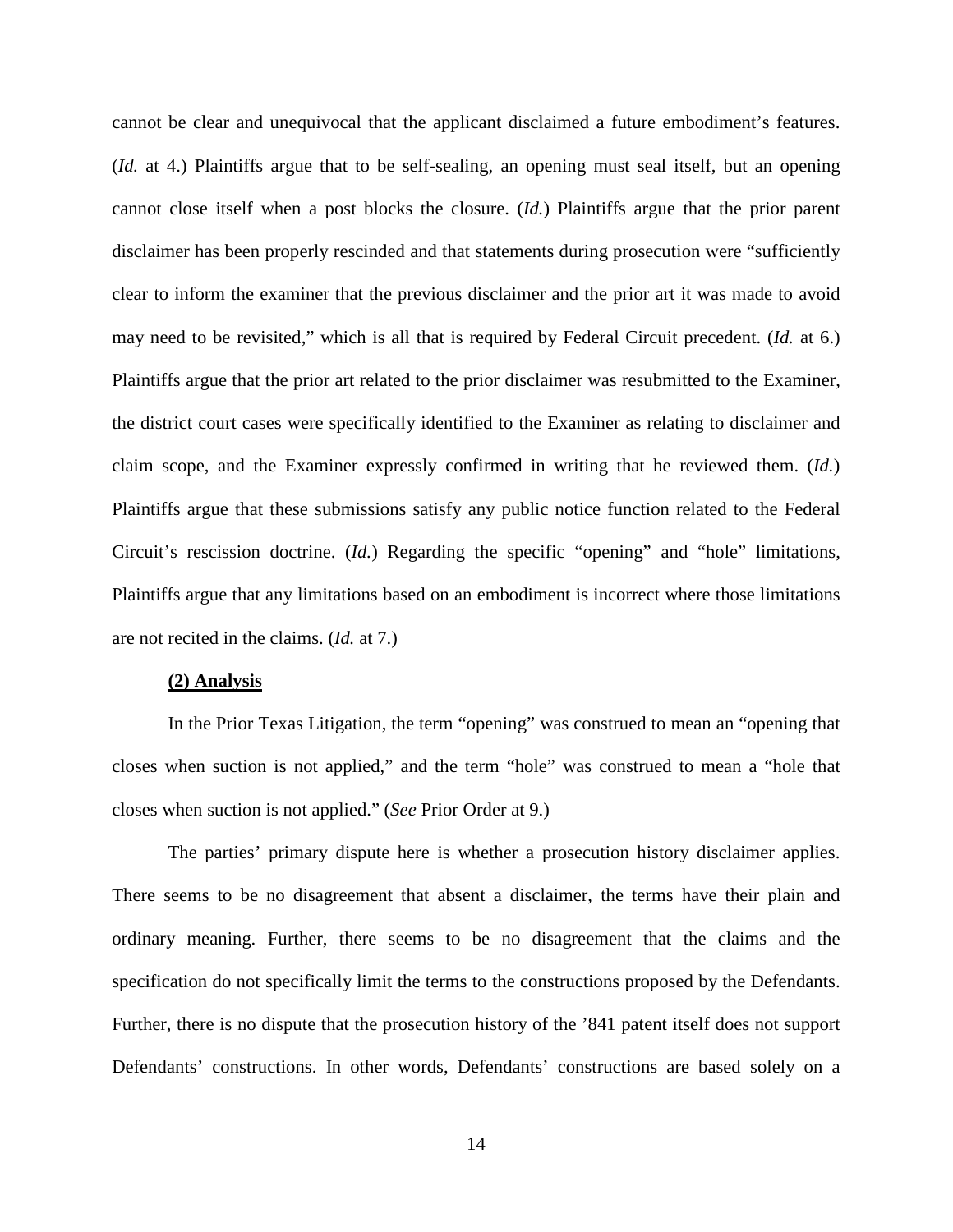cannot be clear and unequivocal that the applicant disclaimed a future embodiment's features. (*Id.* at 4.) Plaintiffs argue that to be self-sealing, an opening must seal itself, but an opening cannot close itself when a post blocks the closure. (*Id.*) Plaintiffs argue that the prior parent disclaimer has been properly rescinded and that statements during prosecution were "sufficiently clear to inform the examiner that the previous disclaimer and the prior art it was made to avoid may need to be revisited," which is all that is required by Federal Circuit precedent. (*Id.* at 6.) Plaintiffs argue that the prior art related to the prior disclaimer was resubmitted to the Examiner, the district court cases were specifically identified to the Examiner as relating to disclaimer and claim scope, and the Examiner expressly confirmed in writing that he reviewed them. (*Id.*) Plaintiffs argue that these submissions satisfy any public notice function related to the Federal Circuit's rescission doctrine. (*Id.*) Regarding the specific "opening" and "hole" limitations, Plaintiffs argue that any limitations based on an embodiment is incorrect where those limitations are not recited in the claims. (*Id.* at 7.)

**(2) Analysis**

In the Prior Texas Litigation, the term "opening" was construed to mean an "opening that closes when suction is not applied," and the term "hole" was construed to mean a "hole that closes when suction is not applied." (*See* Prior Order at 9.)

The parties' primary dispute here is whether a prosecution history disclaimer applies. There seems to be no disagreement that absent a disclaimer, the terms have their plain and ordinary meaning. Further, there seems to be no disagreement that the claims and the specification do not specifically limit the terms to the constructions proposed by the Defendants. Further, there is no dispute that the prosecution history of the '841 patent itself does not support Defendants' constructions. In other words, Defendants' constructions are based solely on a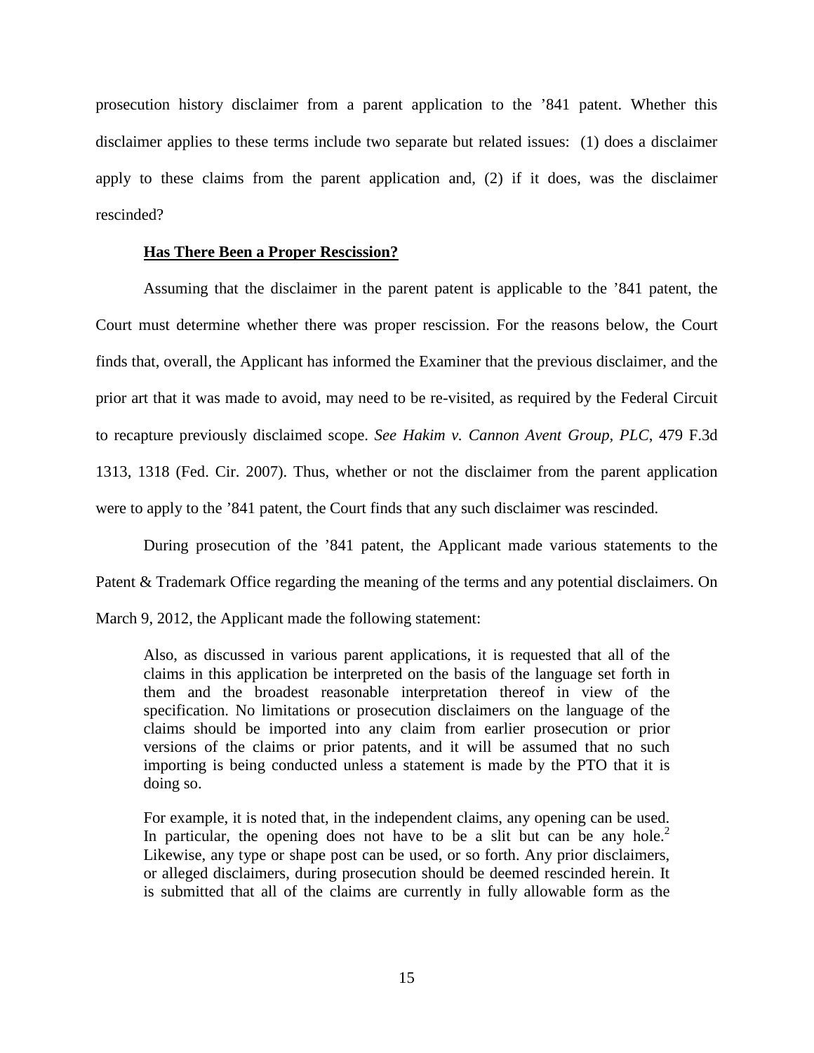prosecution history disclaimer from a parent application to the ’841 patent. Whether this disclaimer applies to these terms include two separate but related issues: (1) does a disclaimer apply to these claims from the parent application and, (2) if it does, was the disclaimer rescinded?

**<u>Has There Been a Proper Rescission?</u>**

Assuming that the disclaimer in the parent patent is applicable to the ’841 patent, the Court must determine whether there was proper rescission. For the reasons below, the Court finds that, overall, the Applicant has informed the Examiner that the previous disclaimer, and the prior art that it was made to avoid, may need to be re-visited, as required by the Federal Circuit to recapture previously disclaimed scope. *See Hakim v. Cannon Avent Group, PLC*, 479 F.3d 1313, 1318 (Fed. Cir. 2007). Thus, whether or not the disclaimer from the parent application were to apply to the ’841 patent, the Court finds that any such disclaimer was rescinded.

During prosecution of the ’841 patent, the Applicant made various statements to the Patent & Trademark Office regarding the meaning of the terms and any potential disclaimers. On March 9, 2012, the Applicant made the following statement:

> Also, as discussed in various parent applications, it is requested that all of the claims in this application be interpreted on the basis of the language set forth in them and the broadest reasonable interpretation thereof in view of the specification. No limitations or prosecution disclaimers on the language of the claims should be imported into any claim from earlier prosecution or prior versions of the claims or prior patents, and it will be assumed that no such importing is being conducted unless a statement is made by the PTO that it is doing so.
>
> For example, it is noted that, in the independent claims, any opening can be used. In particular, the opening does not have to be a slit but can be any hole.[2] Likewise, any type or shape post can be used, or so forth. Any prior disclaimers, or alleged disclaimers, during prosecution should be deemed rescinded herein. It is submitted that all of the claims are currently in fully allowable form as the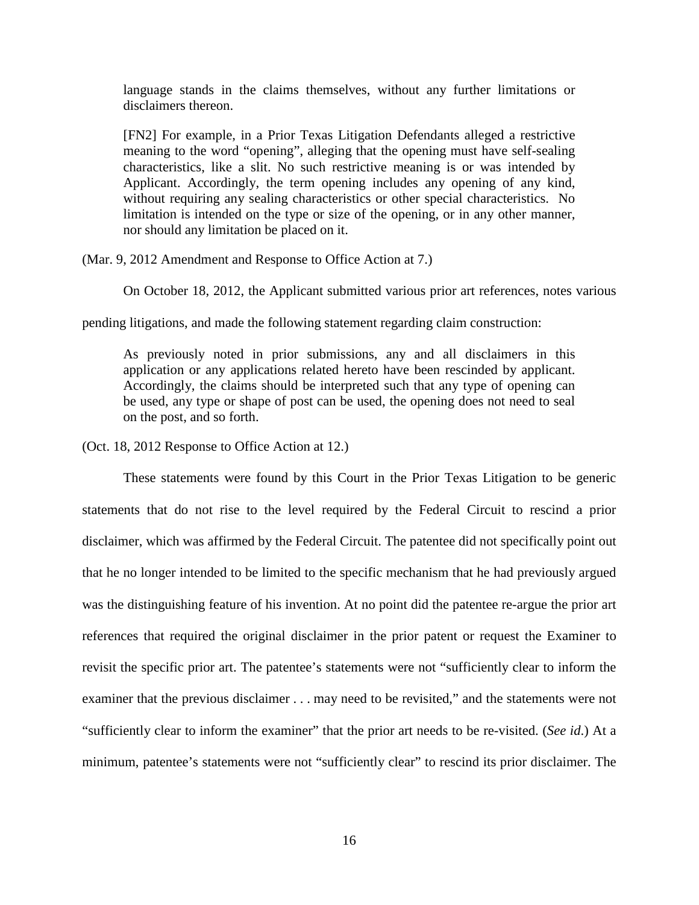> language stands in the claims themselves, without any further limitations or disclaimers thereon.
>
> [FN2] For example, in a Prior Texas Litigation Defendants alleged a restrictive meaning to the word "opening", alleging that the opening must have self-sealing characteristics, like a slit. No such restrictive meaning is or was intended by Applicant. Accordingly, the term opening includes any opening of any kind, without requiring any sealing characteristics or other special characteristics. No limitation is intended on the type or size of the opening, or in any other manner, nor should any limitation be placed on it.

(Mar. 9, 2012 Amendment and Response to Office Action at 7.)

On October 18, 2012, the Applicant submitted various prior art references, notes various pending litigations, and made the following statement regarding claim construction:

> As previously noted in prior submissions, any and all disclaimers in this application or any applications related hereto have been rescinded by applicant. Accordingly, the claims should be interpreted such that any type of opening can be used, any type or shape of post can be used, the opening does not need to seal on the post, and so forth.

(Oct. 18, 2012 Response to Office Action at 12.)

These statements were found by this Court in the Prior Texas Litigation to be generic statements that do not rise to the level required by the Federal Circuit to rescind a prior disclaimer, which was affirmed by the Federal Circuit. The patentee did not specifically point out that he no longer intended to be limited to the specific mechanism that he had previously argued was the distinguishing feature of his invention. At no point did the patentee re-argue the prior art references that required the original disclaimer in the prior patent or request the Examiner to revisit the specific prior art. The patentee's statements were not "sufficiently clear to inform the examiner that the previous disclaimer . . . may need to be revisited," and the statements were not "sufficiently clear to inform the examiner" that the prior art needs to be re-visited. (*See id.*) At a minimum, patentee's statements were not "sufficiently clear" to rescind its prior disclaimer. The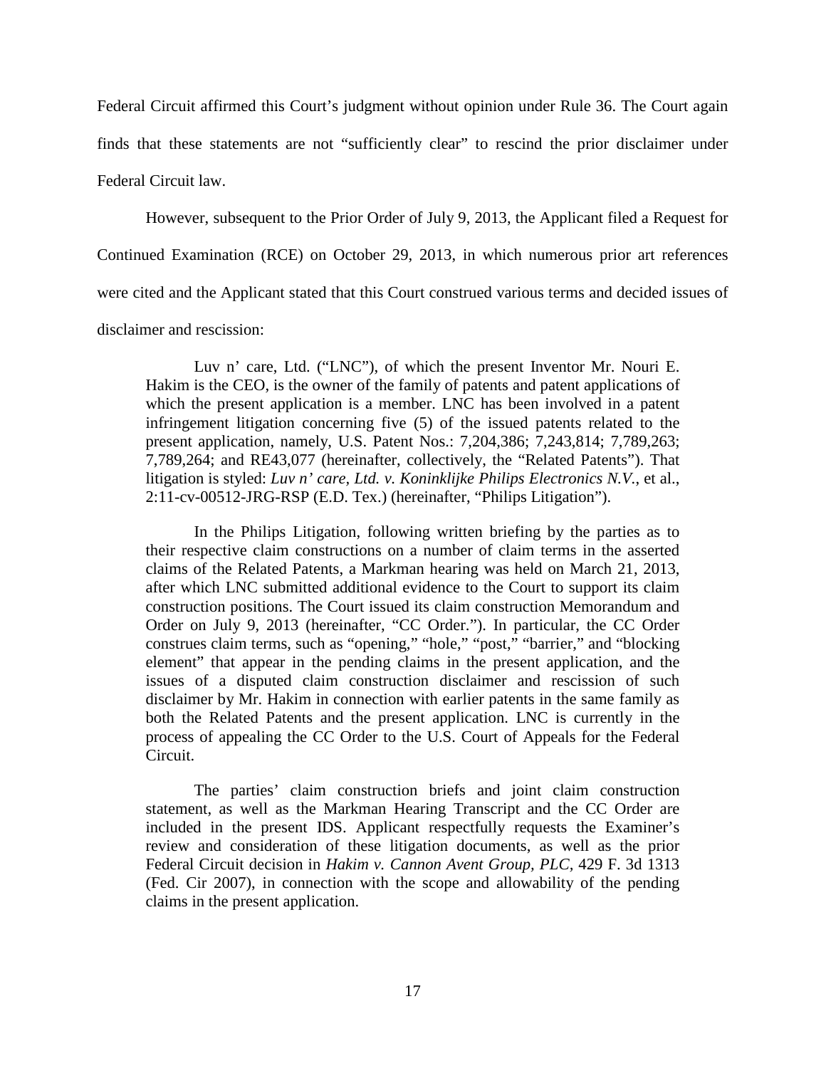Federal Circuit affirmed this Court's judgment without opinion under Rule 36. The Court again finds that these statements are not "sufficiently clear" to rescind the prior disclaimer under Federal Circuit law.

However, subsequent to the Prior Order of July 9, 2013, the Applicant filed a Request for Continued Examination (RCE) on October 29, 2013, in which numerous prior art references were cited and the Applicant stated that this Court construed various terms and decided issues of disclaimer and rescission:

> Luv n' care, Ltd. ("LNC"), of which the present Inventor Mr. Nouri E. Hakim is the CEO, is the owner of the family of patents and patent applications of which the present application is a member. LNC has been involved in a patent infringement litigation concerning five (5) of the issued patents related to the present application, namely, U.S. Patent Nos.: 7,204,386; 7,243,814; 7,789,263; 7,789,264; and RE43,077 (hereinafter, collectively, the "Related Patents"). That litigation is styled: *Luv n' care, Ltd. v. Koninklijke Philips Electronics N.V.*, et al., 2:11-cv-00512-JRG-RSP (E.D. Tex.) (hereinafter, "Philips Litigation").
>
> In the Philips Litigation, following written briefing by the parties as to their respective claim constructions on a number of claim terms in the asserted claims of the Related Patents, a Markman hearing was held on March 21, 2013, after which LNC submitted additional evidence to the Court to support its claim construction positions. The Court issued its claim construction Memorandum and Order on July 9, 2013 (hereinafter, "CC Order."). In particular, the CC Order construes claim terms, such as "opening," "hole," "post," "barrier," and "blocking element" that appear in the pending claims in the present application, and the issues of a disputed claim construction disclaimer and rescission of such disclaimer by Mr. Hakim in connection with earlier patents in the same family as both the Related Patents and the present application. LNC is currently in the process of appealing the CC Order to the U.S. Court of Appeals for the Federal Circuit.
>
> The parties' claim construction briefs and joint claim construction statement, as well as the Markman Hearing Transcript and the CC Order are included in the present IDS. Applicant respectfully requests the Examiner's review and consideration of these litigation documents, as well as the prior Federal Circuit decision in *Hakim v. Cannon Avent Group, PLC*, 429 F. 3d 1313 (Fed. Cir 2007), in connection with the scope and allowability of the pending claims in the present application.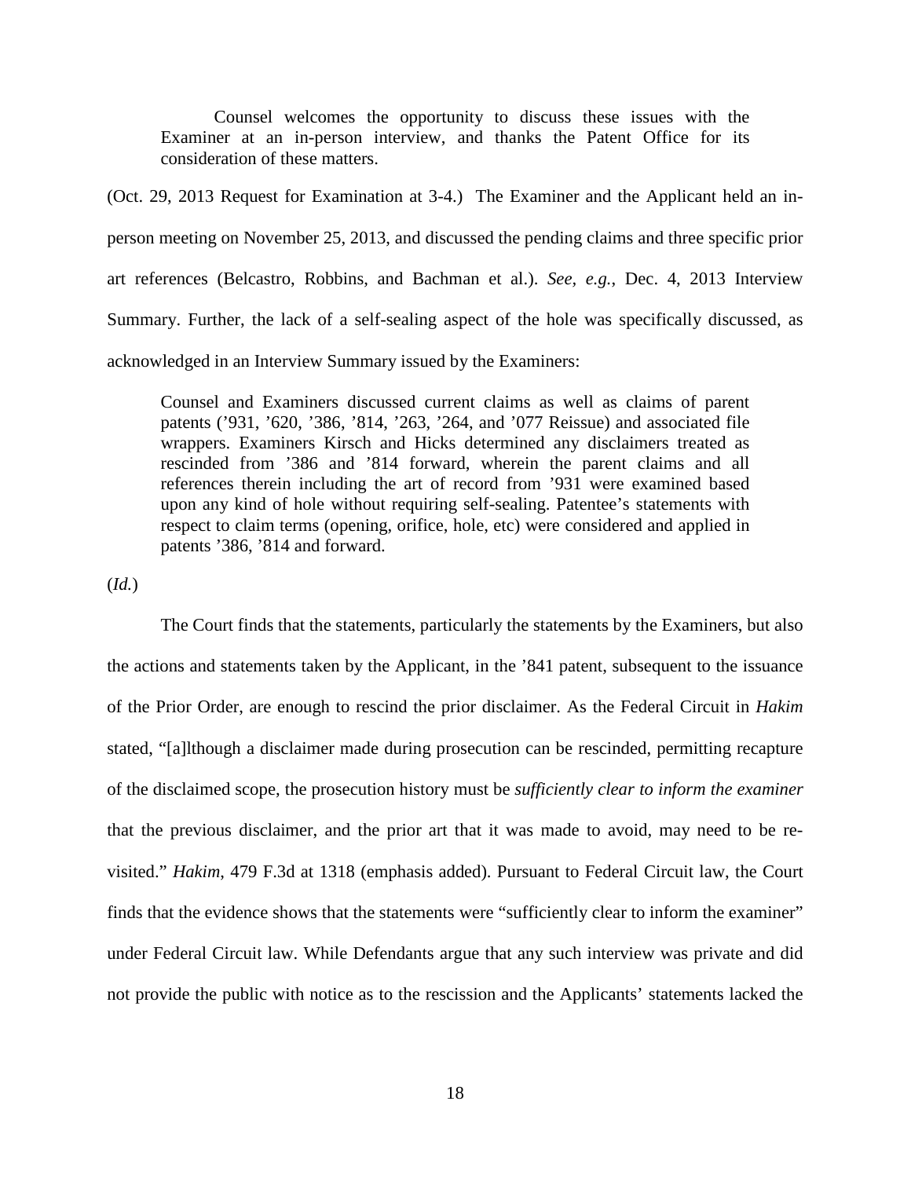> Counsel welcomes the opportunity to discuss these issues with the Examiner at an in-person interview, and thanks the Patent Office for its consideration of these matters.

(Oct. 29, 2013 Request for Examination at 3-4.) The Examiner and the Applicant held an in-person meeting on November 25, 2013, and discussed the pending claims and three specific prior art references (Belcastro, Robbins, and Bachman et al.). *See, e.g.*, Dec. 4, 2013 Interview Summary. Further, the lack of a self-sealing aspect of the hole was specifically discussed, as acknowledged in an Interview Summary issued by the Examiners:

> Counsel and Examiners discussed current claims as well as claims of parent patents ('931, '620, '386, '814, '263, '264, and '077 Reissue) and associated file wrappers. Examiners Kirsch and Hicks determined any disclaimers treated as rescinded from '386 and '814 forward, wherein the parent claims and all references therein including the art of record from '931 were examined based upon any kind of hole without requiring self-sealing. Patentee's statements with respect to claim terms (opening, orifice, hole, etc) were considered and applied in patents '386, '814 and forward.

(*Id.*)

The Court finds that the statements, particularly the statements by the Examiners, but also the actions and statements taken by the Applicant, in the '841 patent, subsequent to the issuance of the Prior Order, are enough to rescind the prior disclaimer. As the Federal Circuit in *Hakim* stated, "[a]lthough a disclaimer made during prosecution can be rescinded, permitting recapture of the disclaimed scope, the prosecution history must be *sufficiently clear to inform the examiner* that the previous disclaimer, and the prior art that it was made to avoid, may need to be re-visited." *Hakim*, 479 F.3d at 1318 (emphasis added). Pursuant to Federal Circuit law, the Court finds that the evidence shows that the statements were "sufficiently clear to inform the examiner" under Federal Circuit law. While Defendants argue that any such interview was private and did not provide the public with notice as to the rescission and the Applicants' statements lacked the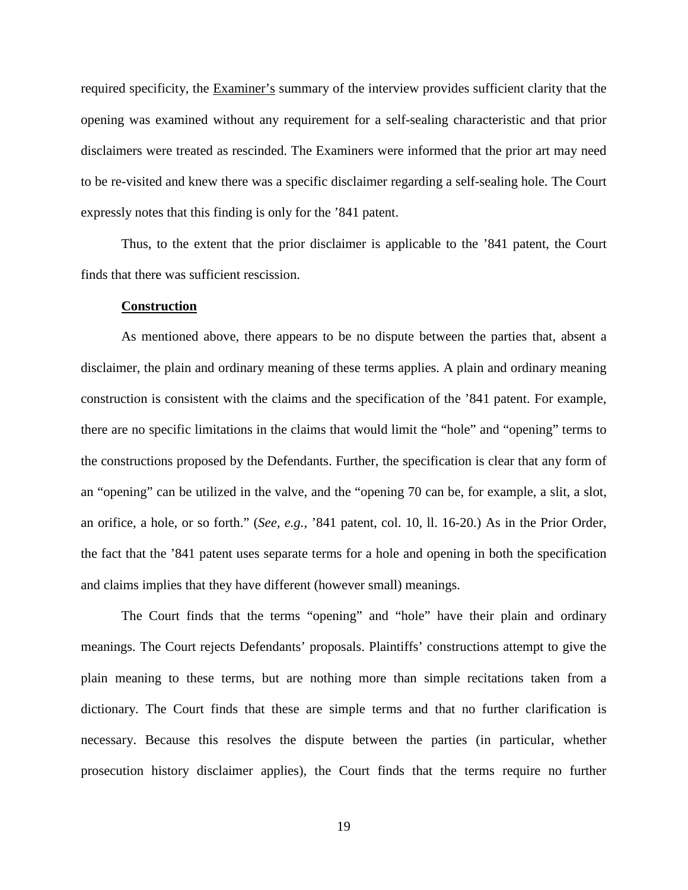required specificity, the Examiner's summary of the interview provides sufficient clarity that the opening was examined without any requirement for a self-sealing characteristic and that prior disclaimers were treated as rescinded. The Examiners were informed that the prior art may need to be re-visited and knew there was a specific disclaimer regarding a self-sealing hole. The Court expressly notes that this finding is only for the '841 patent.

Thus, to the extent that the prior disclaimer is applicable to the '841 patent, the Court finds that there was sufficient rescission.

**Construction**

As mentioned above, there appears to be no dispute between the parties that, absent a disclaimer, the plain and ordinary meaning of these terms applies. A plain and ordinary meaning construction is consistent with the claims and the specification of the '841 patent. For example, there are no specific limitations in the claims that would limit the "hole" and "opening" terms to the constructions proposed by the Defendants. Further, the specification is clear that any form of an "opening" can be utilized in the valve, and the "opening 70 can be, for example, a slit, a slot, an orifice, a hole, or so forth." (*See, e.g.*, '841 patent, col. 10, ll. 16-20.) As in the Prior Order, the fact that the '841 patent uses separate terms for a hole and opening in both the specification and claims implies that they have different (however small) meanings.

The Court finds that the terms "opening" and "hole" have their plain and ordinary meanings. The Court rejects Defendants' proposals. Plaintiffs' constructions attempt to give the plain meaning to these terms, but are nothing more than simple recitations taken from a dictionary. The Court finds that these are simple terms and that no further clarification is necessary. Because this resolves the dispute between the parties (in particular, whether prosecution history disclaimer applies), the Court finds that the terms require no further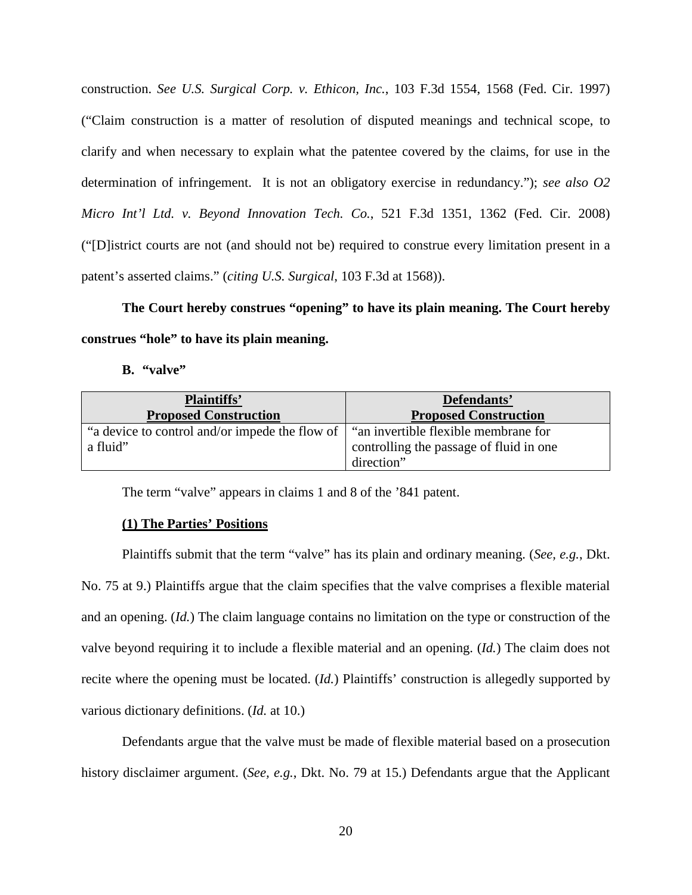construction. *See U.S. Surgical Corp. v. Ethicon, Inc.*, 103 F.3d 1554, 1568 (Fed. Cir. 1997) ("Claim construction is a matter of resolution of disputed meanings and technical scope, to clarify and when necessary to explain what the patentee covered by the claims, for use in the determination of infringement. It is not an obligatory exercise in redundancy."); *see also O2 Micro Int'l Ltd. v. Beyond Innovation Tech. Co.*, 521 F.3d 1351, 1362 (Fed. Cir. 2008) ("[D]istrict courts are not (and should not be) required to construe every limitation present in a patent's asserted claims." (*citing U.S. Surgical*, 103 F.3d at 1568)).

**The Court hereby construes "opening" to have its plain meaning. The Court hereby construes "hole" to have its plain meaning.**

### B. "valve"

| Plaintiffs' Proposed Construction | Defendants' Proposed Construction |
| --- | --- |
| "a device to control and/or impede the flow of a fluid" | "an invertible flexible membrane for controlling the passage of fluid in one direction" |

The term "valve" appears in claims 1 and 8 of the '841 patent.

#### (1) The Parties' Positions

Plaintiffs submit that the term "valve" has its plain and ordinary meaning. (*See, e.g.*, Dkt. No. 75 at 9.) Plaintiffs argue that the claim specifies that the valve comprises a flexible material and an opening. (*Id.*) The claim language contains no limitation on the type or construction of the valve beyond requiring it to include a flexible material and an opening. (*Id.*) The claim does not recite where the opening must be located. (*Id.*) Plaintiffs' construction is allegedly supported by various dictionary definitions. (*Id.* at 10.)

Defendants argue that the valve must be made of flexible material based on a prosecution history disclaimer argument. (*See, e.g.*, Dkt. No. 79 at 15.) Defendants argue that the Applicant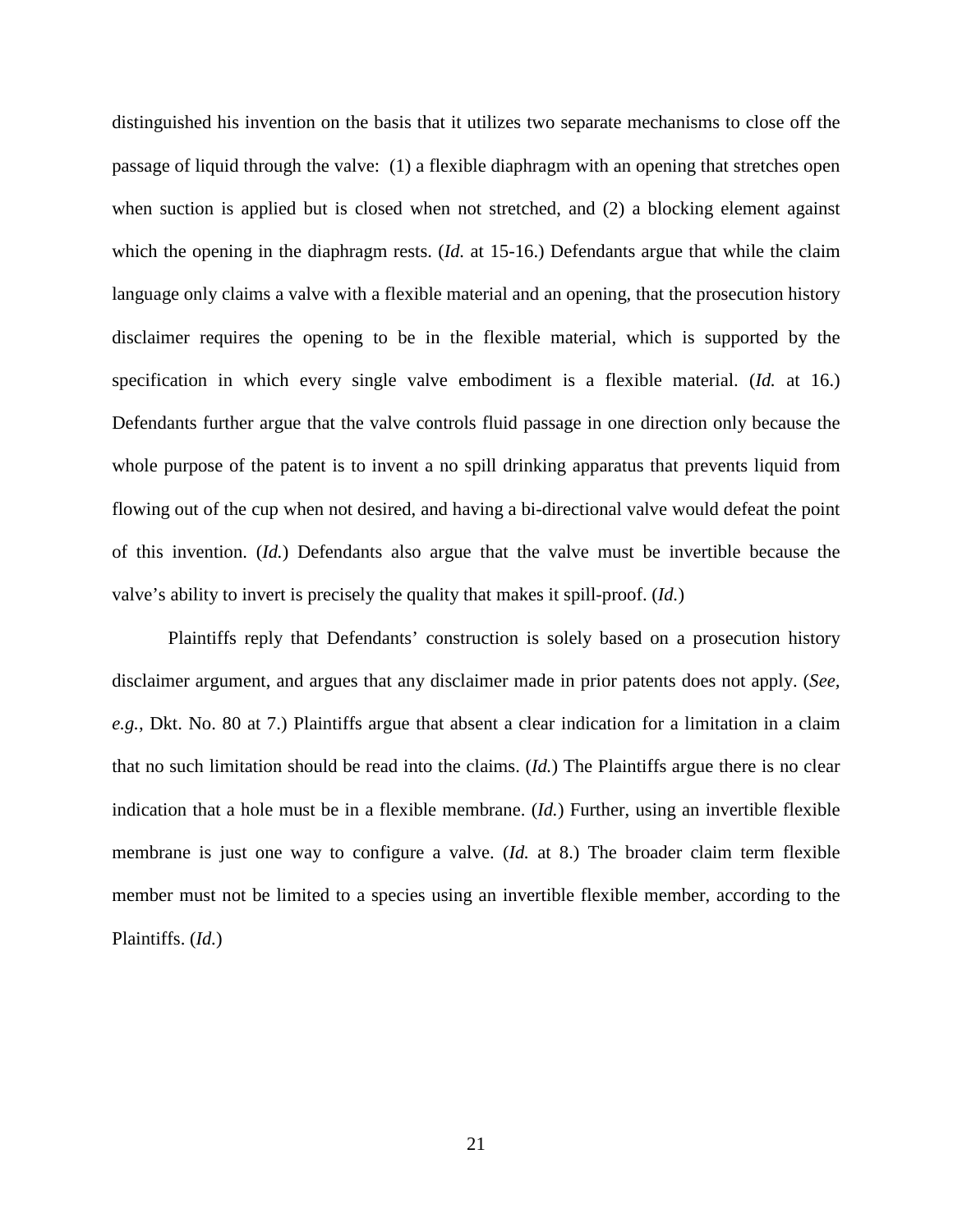distinguished his invention on the basis that it utilizes two separate mechanisms to close off the passage of liquid through the valve: (1) a flexible diaphragm with an opening that stretches open when suction is applied but is closed when not stretched, and (2) a blocking element against which the opening in the diaphragm rests. (*Id.* at 15-16.) Defendants argue that while the claim language only claims a valve with a flexible material and an opening, that the prosecution history disclaimer requires the opening to be in the flexible material, which is supported by the specification in which every single valve embodiment is a flexible material. (*Id.* at 16.) Defendants further argue that the valve controls fluid passage in one direction only because the whole purpose of the patent is to invent a no spill drinking apparatus that prevents liquid from flowing out of the cup when not desired, and having a bi-directional valve would defeat the point of this invention. (*Id.*) Defendants also argue that the valve must be invertible because the valve's ability to invert is precisely the quality that makes it spill-proof. (*Id.*)

Plaintiffs reply that Defendants' construction is solely based on a prosecution history disclaimer argument, and argues that any disclaimer made in prior patents does not apply. (*See, e.g.*, Dkt. No. 80 at 7.) Plaintiffs argue that absent a clear indication for a limitation in a claim that no such limitation should be read into the claims. (*Id.*) The Plaintiffs argue there is no clear indication that a hole must be in a flexible membrane. (*Id.*) Further, using an invertible flexible membrane is just one way to configure a valve. (*Id.* at 8.) The broader claim term flexible member must not be limited to a species using an invertible flexible member, according to the Plaintiffs. (*Id.*)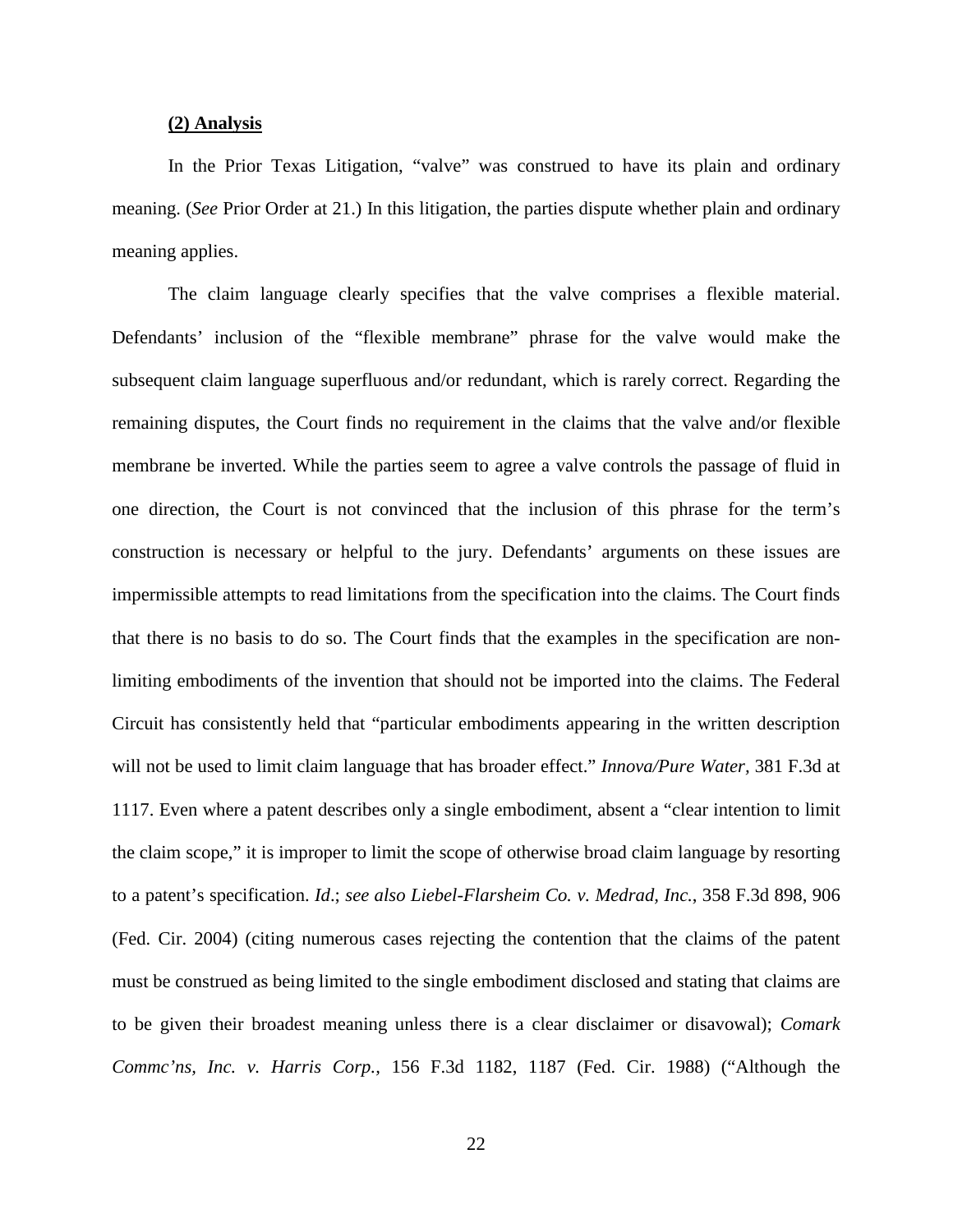**(2) Analysis**

In the Prior Texas Litigation, "valve" was construed to have its plain and ordinary meaning. (*See* Prior Order at 21.) In this litigation, the parties dispute whether plain and ordinary meaning applies.

The claim language clearly specifies that the valve comprises a flexible material. Defendants' inclusion of the "flexible membrane" phrase for the valve would make the subsequent claim language superfluous and/or redundant, which is rarely correct. Regarding the remaining disputes, the Court finds no requirement in the claims that the valve and/or flexible membrane be inverted. While the parties seem to agree a valve controls the passage of fluid in one direction, the Court is not convinced that the inclusion of this phrase for the term's construction is necessary or helpful to the jury. Defendants' arguments on these issues are impermissible attempts to read limitations from the specification into the claims. The Court finds that there is no basis to do so. The Court finds that the examples in the specification are non-limiting embodiments of the invention that should not be imported into the claims. The Federal Circuit has consistently held that "particular embodiments appearing in the written description will not be used to limit claim language that has broader effect." *Innova/Pure Water*, 381 F.3d at 1117. Even where a patent describes only a single embodiment, absent a "clear intention to limit the claim scope," it is improper to limit the scope of otherwise broad claim language by resorting to a patent's specification. *Id*.; *see also Liebel-Flarsheim Co. v. Medrad, Inc.*, 358 F.3d 898, 906 (Fed. Cir. 2004) (citing numerous cases rejecting the contention that the claims of the patent must be construed as being limited to the single embodiment disclosed and stating that claims are to be given their broadest meaning unless there is a clear disclaimer or disavowal); *Comark Commc'ns, Inc. v. Harris Corp.*, 156 F.3d 1182, 1187 (Fed. Cir. 1988) ("Although the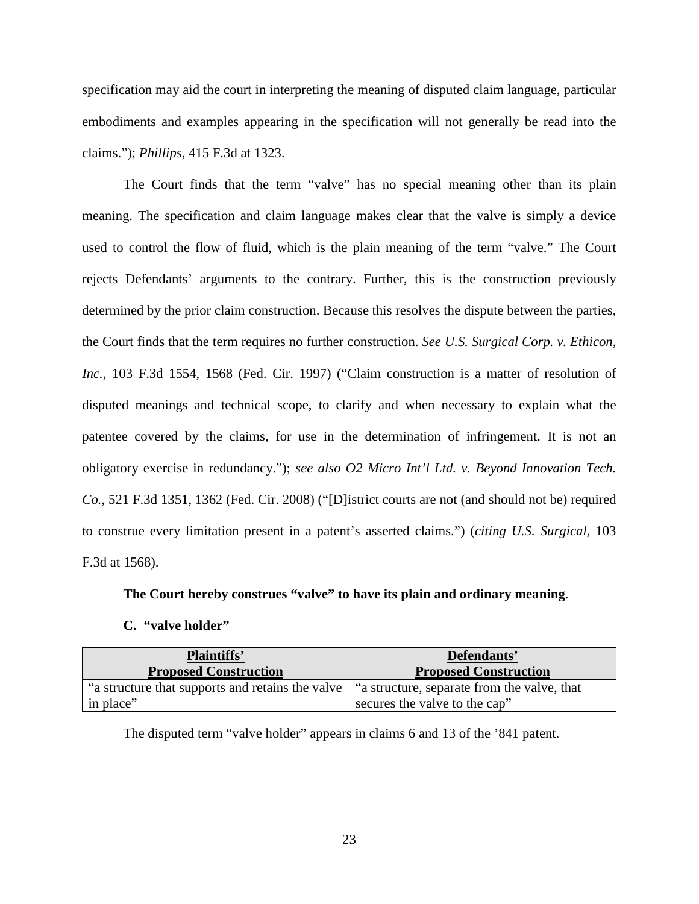specification may aid the court in interpreting the meaning of disputed claim language, particular embodiments and examples appearing in the specification will not generally be read into the claims."); *Phillips*, 415 F.3d at 1323.

The Court finds that the term "valve" has no special meaning other than its plain meaning. The specification and claim language makes clear that the valve is simply a device used to control the flow of fluid, which is the plain meaning of the term "valve." The Court rejects Defendants' arguments to the contrary. Further, this is the construction previously determined by the prior claim construction. Because this resolves the dispute between the parties, the Court finds that the term requires no further construction. *See U.S. Surgical Corp. v. Ethicon, Inc.*, 103 F.3d 1554, 1568 (Fed. Cir. 1997) ("Claim construction is a matter of resolution of disputed meanings and technical scope, to clarify and when necessary to explain what the patentee covered by the claims, for use in the determination of infringement. It is not an obligatory exercise in redundancy."); *see also O2 Micro Int'l Ltd. v. Beyond Innovation Tech. Co.*, 521 F.3d 1351, 1362 (Fed. Cir. 2008) ("[D]istrict courts are not (and should not be) required to construe every limitation present in a patent's asserted claims.") (*citing U.S. Surgical*, 103 F.3d at 1568).

**The Court hereby construes "valve" to have its plain and ordinary meaning**.

### C. "valve holder"

| **Plaintiffs' Proposed Construction** | **Defendants' Proposed Construction** |
|---|---|
| "a structure that supports and retains the valve in place" | "a structure, separate from the valve, that secures the valve to the cap" |

The disputed term "valve holder" appears in claims 6 and 13 of the '841 patent.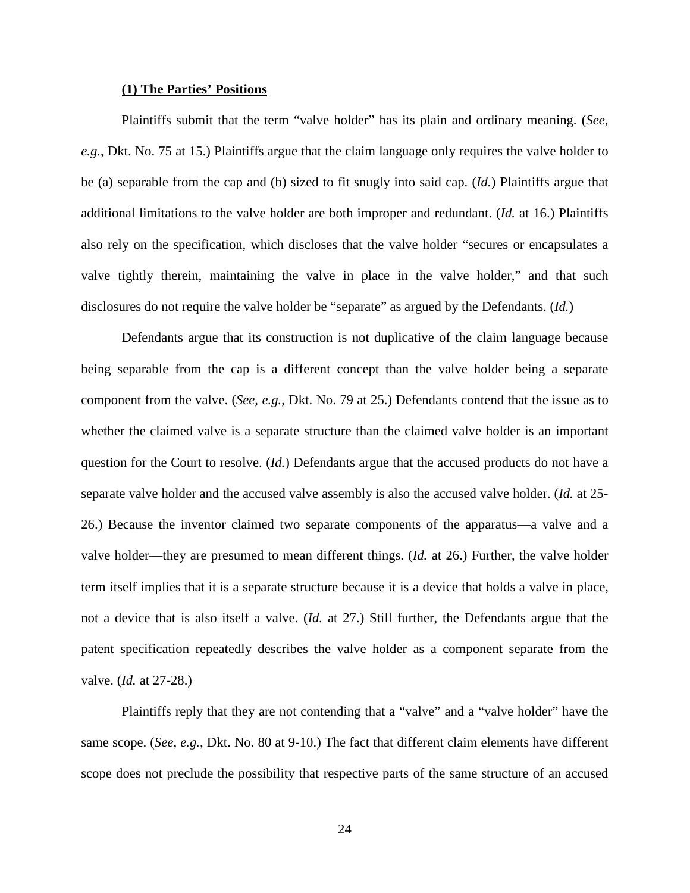**(1) The Parties' Positions**

Plaintiffs submit that the term "valve holder" has its plain and ordinary meaning. (*See, e.g.*, Dkt. No. 75 at 15.) Plaintiffs argue that the claim language only requires the valve holder to be (a) separable from the cap and (b) sized to fit snugly into said cap. (*Id.*) Plaintiffs argue that additional limitations to the valve holder are both improper and redundant. (*Id.* at 16.) Plaintiffs also rely on the specification, which discloses that the valve holder "secures or encapsulates a valve tightly therein, maintaining the valve in place in the valve holder," and that such disclosures do not require the valve holder be "separate" as argued by the Defendants. (*Id.*)

Defendants argue that its construction is not duplicative of the claim language because being separable from the cap is a different concept than the valve holder being a separate component from the valve. (*See, e.g.*, Dkt. No. 79 at 25.) Defendants contend that the issue as to whether the claimed valve is a separate structure than the claimed valve holder is an important question for the Court to resolve. (*Id.*) Defendants argue that the accused products do not have a separate valve holder and the accused valve assembly is also the accused valve holder. (*Id.* at 25-26.) Because the inventor claimed two separate components of the apparatus—a valve and a valve holder—they are presumed to mean different things. (*Id.* at 26.) Further, the valve holder term itself implies that it is a separate structure because it is a device that holds a valve in place, not a device that is also itself a valve. (*Id.* at 27.) Still further, the Defendants argue that the patent specification repeatedly describes the valve holder as a component separate from the valve. (*Id.* at 27-28.)

Plaintiffs reply that they are not contending that a "valve" and a "valve holder" have the same scope. (*See, e.g.*, Dkt. No. 80 at 9-10.) The fact that different claim elements have different scope does not preclude the possibility that respective parts of the same structure of an accused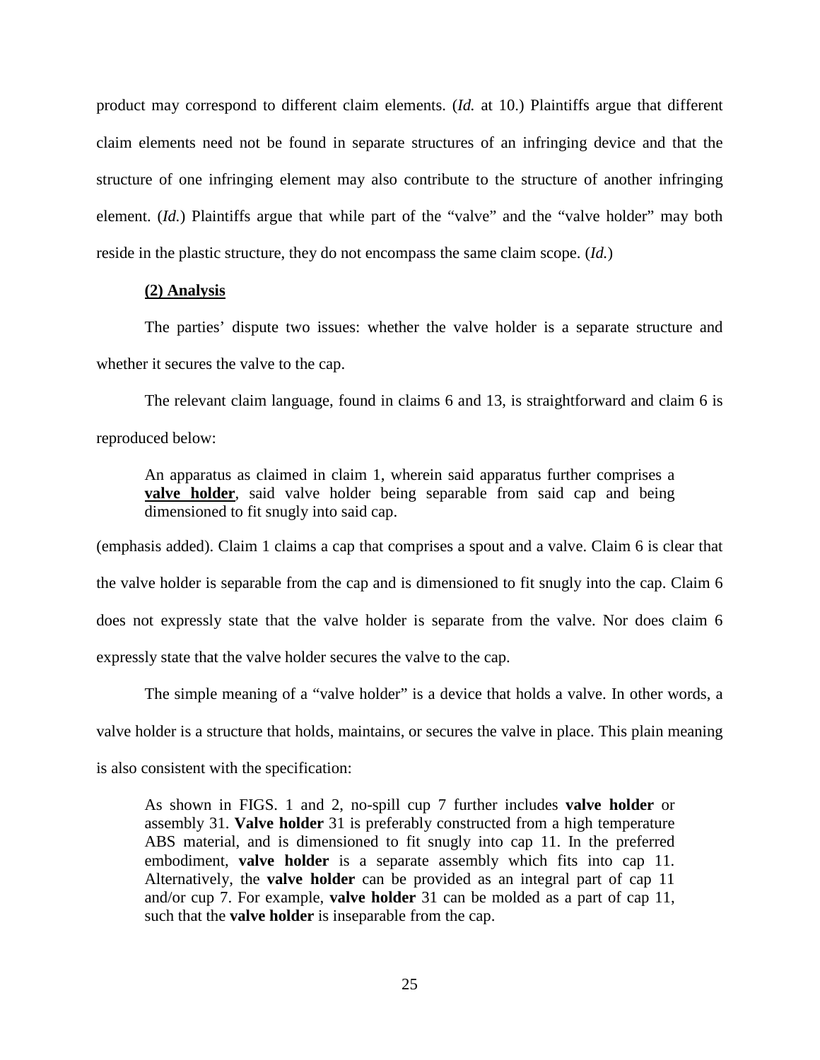product may correspond to different claim elements. (*Id.* at 10.) Plaintiffs argue that different claim elements need not be found in separate structures of an infringing device and that the structure of one infringing element may also contribute to the structure of another infringing element. (*Id.*) Plaintiffs argue that while part of the "valve" and the "valve holder" may both reside in the plastic structure, they do not encompass the same claim scope. (*Id.*)

**(2) Analysis**

The parties' dispute two issues: whether the valve holder is a separate structure and whether it secures the valve to the cap.

The relevant claim language, found in claims 6 and 13, is straightforward and claim 6 is reproduced below:

> An apparatus as claimed in claim 1, wherein said apparatus further comprises a **valve holder**, said valve holder being separable from said cap and being dimensioned to fit snugly into said cap.

(emphasis added). Claim 1 claims a cap that comprises a spout and a valve. Claim 6 is clear that the valve holder is separable from the cap and is dimensioned to fit snugly into the cap. Claim 6 does not expressly state that the valve holder is separate from the valve. Nor does claim 6 expressly state that the valve holder secures the valve to the cap.

The simple meaning of a "valve holder" is a device that holds a valve. In other words, a valve holder is a structure that holds, maintains, or secures the valve in place. This plain meaning is also consistent with the specification:

> As shown in FIGS. 1 and 2, no-spill cup 7 further includes **valve holder** or assembly 31. **Valve holder** 31 is preferably constructed from a high temperature ABS material, and is dimensioned to fit snugly into cap 11. In the preferred embodiment, **valve holder** is a separate assembly which fits into cap 11. Alternatively, the **valve holder** can be provided as an integral part of cap 11 and/or cup 7. For example, **valve holder** 31 can be molded as a part of cap 11, such that the **valve holder** is inseparable from the cap.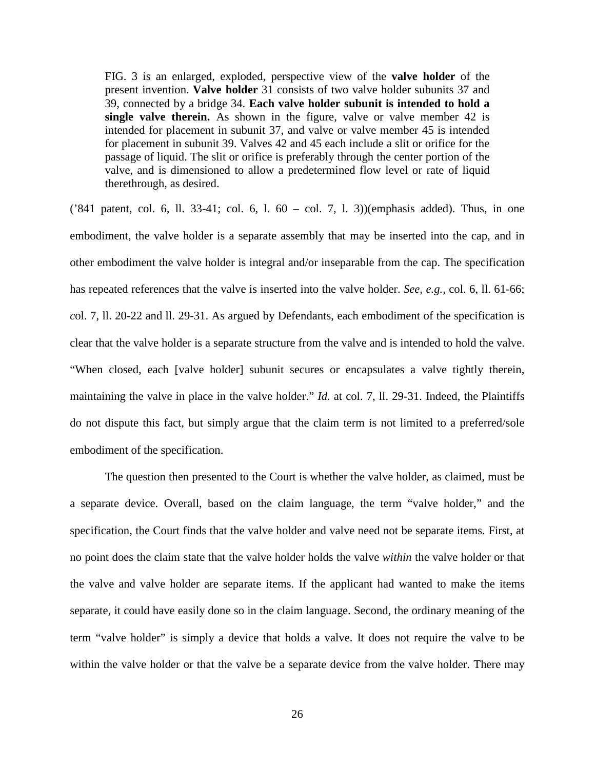> FIG. 3 is an enlarged, exploded, perspective view of the **valve holder** of the present invention. **Valve holder** 31 consists of two valve holder subunits 37 and 39, connected by a bridge 34. **Each valve holder subunit is intended to hold a single valve therein.** As shown in the figure, valve or valve member 42 is intended for placement in subunit 37, and valve or valve member 45 is intended for placement in subunit 39. Valves 42 and 45 each include a slit or orifice for the passage of liquid. The slit or orifice is preferably through the center portion of the valve, and is dimensioned to allow a predetermined flow level or rate of liquid therethrough, as desired.

('841 patent, col. 6, ll. 33-41; col. 6, l. 60 – col. 7, l. 3))(emphasis added). Thus, in one embodiment, the valve holder is a separate assembly that may be inserted into the cap, and in other embodiment the valve holder is integral and/or inseparable from the cap. The specification has repeated references that the valve is inserted into the valve holder. *See, e.g.*, col. 6, ll. 61-66; col. 7, ll. 20-22 and ll. 29-31. As argued by Defendants, each embodiment of the specification is clear that the valve holder is a separate structure from the valve and is intended to hold the valve. "When closed, each [valve holder] subunit secures or encapsulates a valve tightly therein, maintaining the valve in place in the valve holder." *Id.* at col. 7, ll. 29-31. Indeed, the Plaintiffs do not dispute this fact, but simply argue that the claim term is not limited to a preferred/sole embodiment of the specification.

The question then presented to the Court is whether the valve holder, as claimed, must be a separate device. Overall, based on the claim language, the term "valve holder," and the specification, the Court finds that the valve holder and valve need not be separate items. First, at no point does the claim state that the valve holder holds the valve *within* the valve holder or that the valve and valve holder are separate items. If the applicant had wanted to make the items separate, it could have easily done so in the claim language. Second, the ordinary meaning of the term "valve holder" is simply a device that holds a valve. It does not require the valve to be within the valve holder or that the valve be a separate device from the valve holder. There may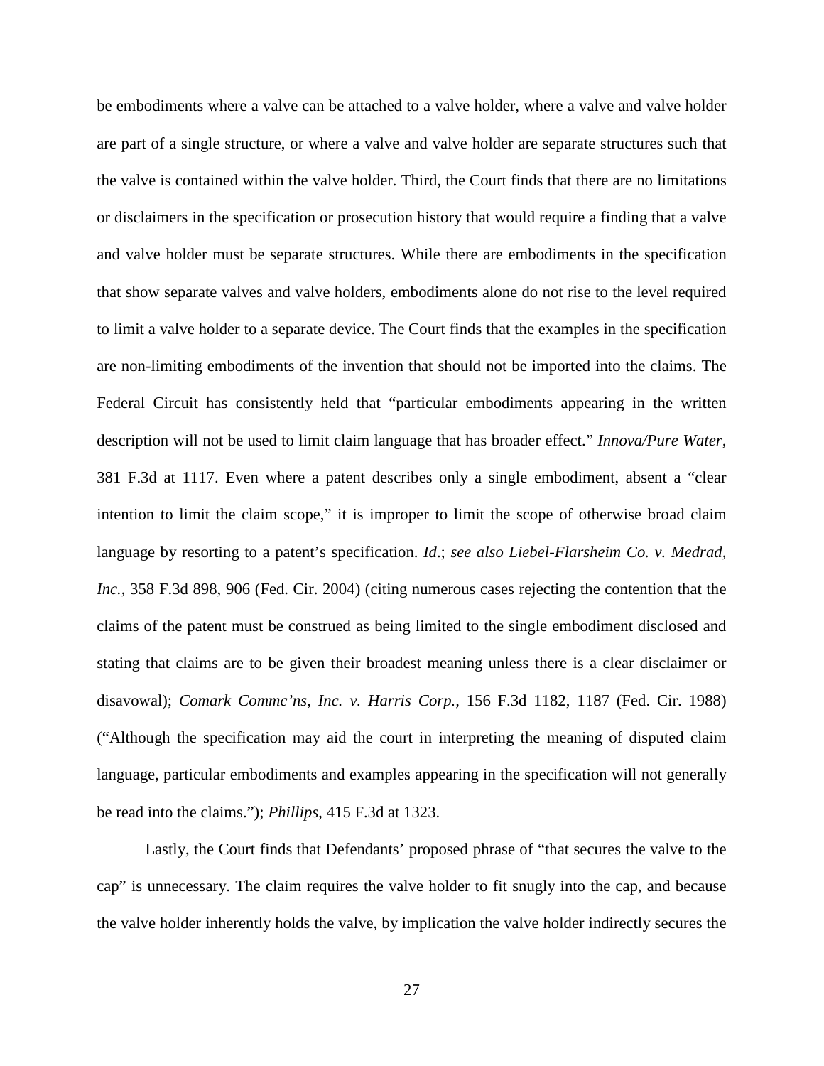be embodiments where a valve can be attached to a valve holder, where a valve and valve holder are part of a single structure, or where a valve and valve holder are separate structures such that the valve is contained within the valve holder. Third, the Court finds that there are no limitations or disclaimers in the specification or prosecution history that would require a finding that a valve and valve holder must be separate structures. While there are embodiments in the specification that show separate valves and valve holders, embodiments alone do not rise to the level required to limit a valve holder to a separate device. The Court finds that the examples in the specification are non-limiting embodiments of the invention that should not be imported into the claims. The Federal Circuit has consistently held that "particular embodiments appearing in the written description will not be used to limit claim language that has broader effect." *Innova/Pure Water*, 381 F.3d at 1117. Even where a patent describes only a single embodiment, absent a "clear intention to limit the claim scope," it is improper to limit the scope of otherwise broad claim language by resorting to a patent's specification. *Id*.; *see also Liebel-Flarsheim Co. v. Medrad, Inc.*, 358 F.3d 898, 906 (Fed. Cir. 2004) (citing numerous cases rejecting the contention that the claims of the patent must be construed as being limited to the single embodiment disclosed and stating that claims are to be given their broadest meaning unless there is a clear disclaimer or disavowal); *Comark Commc'ns, Inc. v. Harris Corp.*, 156 F.3d 1182, 1187 (Fed. Cir. 1988) ("Although the specification may aid the court in interpreting the meaning of disputed claim language, particular embodiments and examples appearing in the specification will not generally be read into the claims."); *Phillips*, 415 F.3d at 1323.

Lastly, the Court finds that Defendants' proposed phrase of "that secures the valve to the cap" is unnecessary. The claim requires the valve holder to fit snugly into the cap, and because the valve holder inherently holds the valve, by implication the valve holder indirectly secures the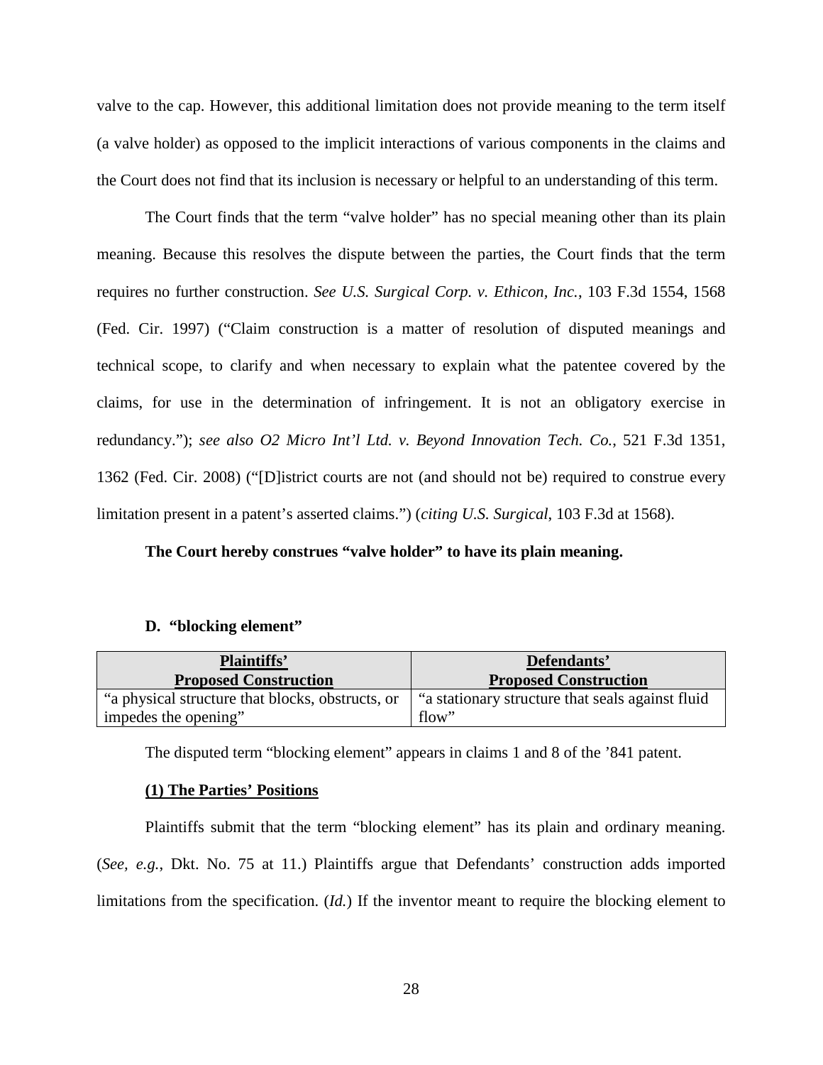valve to the cap. However, this additional limitation does not provide meaning to the term itself (a valve holder) as opposed to the implicit interactions of various components in the claims and the Court does not find that its inclusion is necessary or helpful to an understanding of this term.

The Court finds that the term "valve holder" has no special meaning other than its plain meaning. Because this resolves the dispute between the parties, the Court finds that the term requires no further construction. *See U.S. Surgical Corp. v. Ethicon, Inc.*, 103 F.3d 1554, 1568 (Fed. Cir. 1997) ("Claim construction is a matter of resolution of disputed meanings and technical scope, to clarify and when necessary to explain what the patentee covered by the claims, for use in the determination of infringement. It is not an obligatory exercise in redundancy."); *see also O2 Micro Int'l Ltd. v. Beyond Innovation Tech. Co.*, 521 F.3d 1351, 1362 (Fed. Cir. 2008) ("[D]istrict courts are not (and should not be) required to construe every limitation present in a patent's asserted claims.") (*citing U.S. Surgical*, 103 F.3d at 1568).

**The Court hereby construes "valve holder" to have its plain meaning.**

### D. "blocking element"

| Plaintiffs' Proposed Construction | Defendants' Proposed Construction |
|---|---|
| "a physical structure that blocks, obstructs, or impedes the opening" | "a stationary structure that seals against fluid flow" |

The disputed term "blocking element" appears in claims 1 and 8 of the '841 patent.

#### (1) The Parties' Positions

Plaintiffs submit that the term "blocking element" has its plain and ordinary meaning. (*See, e.g.*, Dkt. No. 75 at 11.) Plaintiffs argue that Defendants' construction adds imported limitations from the specification. (*Id.*) If the inventor meant to require the blocking element to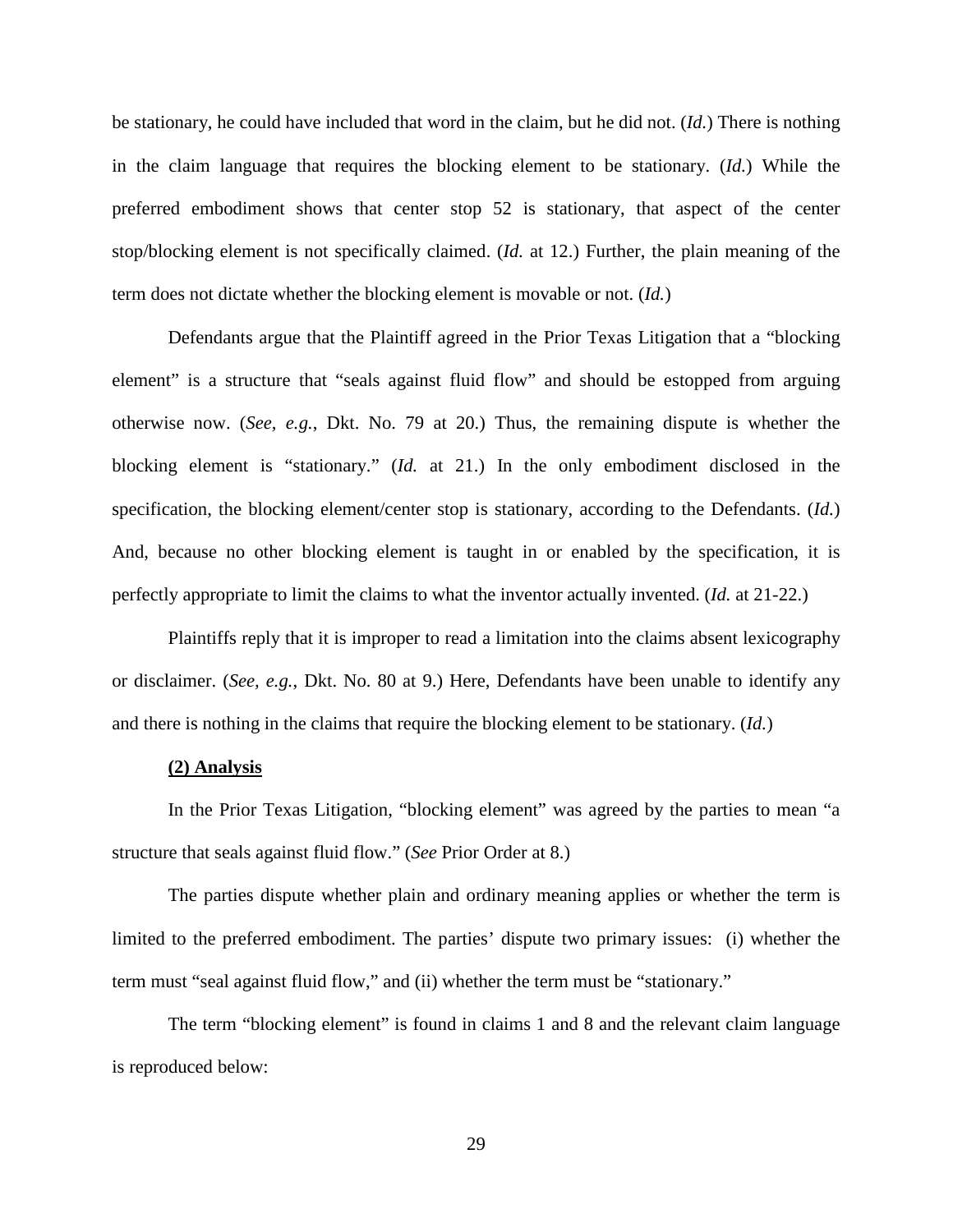be stationary, he could have included that word in the claim, but he did not. (*Id.*) There is nothing in the claim language that requires the blocking element to be stationary. (*Id.*) While the preferred embodiment shows that center stop 52 is stationary, that aspect of the center stop/blocking element is not specifically claimed. (*Id.* at 12.) Further, the plain meaning of the term does not dictate whether the blocking element is movable or not. (*Id.*)

Defendants argue that the Plaintiff agreed in the Prior Texas Litigation that a "blocking element" is a structure that "seals against fluid flow" and should be estopped from arguing otherwise now. (*See, e.g.*, Dkt. No. 79 at 20.) Thus, the remaining dispute is whether the blocking element is "stationary." (*Id.* at 21.) In the only embodiment disclosed in the specification, the blocking element/center stop is stationary, according to the Defendants. (*Id.*) And, because no other blocking element is taught in or enabled by the specification, it is perfectly appropriate to limit the claims to what the inventor actually invented. (*Id.* at 21-22.)

Plaintiffs reply that it is improper to read a limitation into the claims absent lexicography or disclaimer. (*See, e.g.*, Dkt. No. 80 at 9.) Here, Defendants have been unable to identify any and there is nothing in the claims that require the blocking element to be stationary. (*Id.*)

**(2) Analysis**

In the Prior Texas Litigation, "blocking element" was agreed by the parties to mean "a structure that seals against fluid flow." (*See* Prior Order at 8.)

The parties dispute whether plain and ordinary meaning applies or whether the term is limited to the preferred embodiment. The parties' dispute two primary issues: (i) whether the term must "seal against fluid flow," and (ii) whether the term must be "stationary."

The term "blocking element" is found in claims 1 and 8 and the relevant claim language is reproduced below: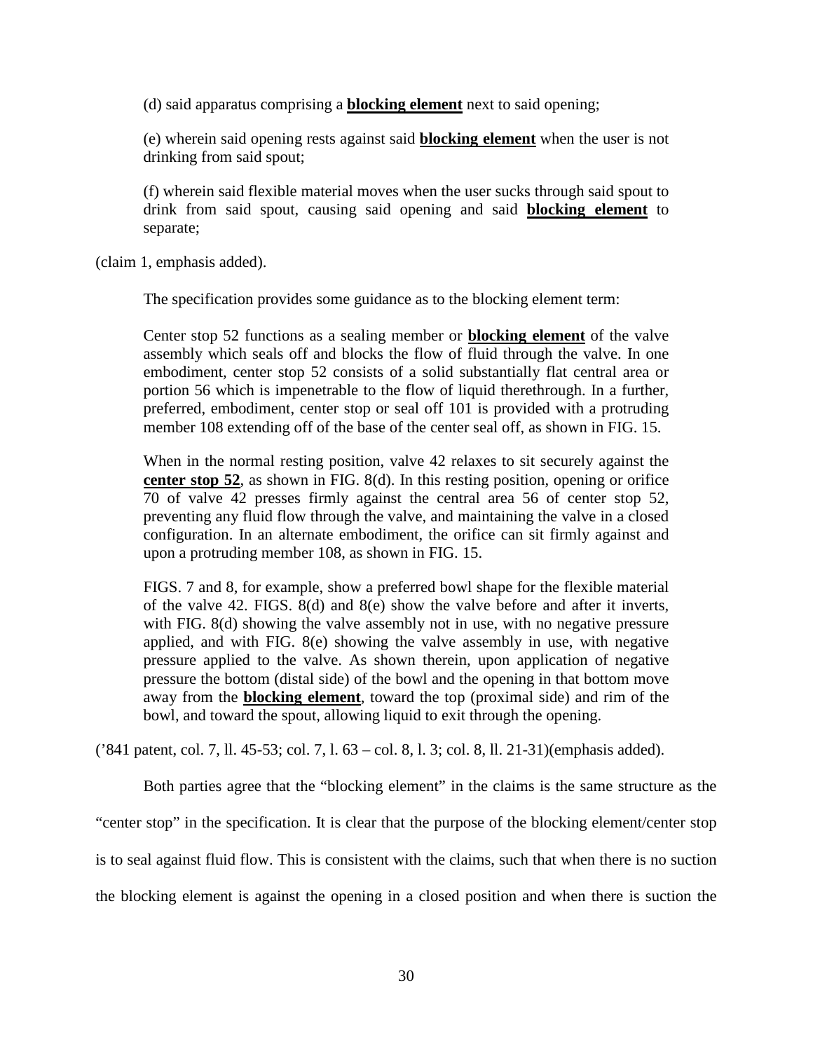(d) said apparatus comprising a **<u>blocking element</u>** next to said opening;

(e) wherein said opening rests against said **<u>blocking element</u>** when the user is not drinking from said spout;

(f) wherein said flexible material moves when the user sucks through said spout to drink from said spout, causing said opening and said **<u>blocking element</u>** to separate;

(claim 1, emphasis added).

The specification provides some guidance as to the blocking element term:

> Center stop 52 functions as a sealing member or **<u>blocking element</u>** of the valve assembly which seals off and blocks the flow of fluid through the valve. In one embodiment, center stop 52 consists of a solid substantially flat central area or portion 56 which is impenetrable to the flow of liquid therethrough. In a further, preferred, embodiment, center stop or seal off 101 is provided with a protruding member 108 extending off of the base of the center seal off, as shown in FIG. 15.
>
> When in the normal resting position, valve 42 relaxes to sit securely against the **<u>center stop 52</u>**, as shown in FIG. 8(d). In this resting position, opening or orifice 70 of valve 42 presses firmly against the central area 56 of center stop 52, preventing any fluid flow through the valve, and maintaining the valve in a closed configuration. In an alternate embodiment, the orifice can sit firmly against and upon a protruding member 108, as shown in FIG. 15.
>
> FIGS. 7 and 8, for example, show a preferred bowl shape for the flexible material of the valve 42. FIGS. 8(d) and 8(e) show the valve before and after it inverts, with FIG. 8(d) showing the valve assembly not in use, with no negative pressure applied, and with FIG. 8(e) showing the valve assembly in use, with negative pressure applied to the valve. As shown therein, upon application of negative pressure the bottom (distal side) of the bowl and the opening in that bottom move away from the **<u>blocking element</u>**, toward the top (proximal side) and rim of the bowl, and toward the spout, allowing liquid to exit through the opening.

('841 patent, col. 7, ll. 45-53; col. 7, l. 63 – col. 8, l. 3; col. 8, ll. 21-31)(emphasis added).

Both parties agree that the "blocking element" in the claims is the same structure as the "center stop" in the specification. It is clear that the purpose of the blocking element/center stop is to seal against fluid flow. This is consistent with the claims, such that when there is no suction the blocking element is against the opening in a closed position and when there is suction the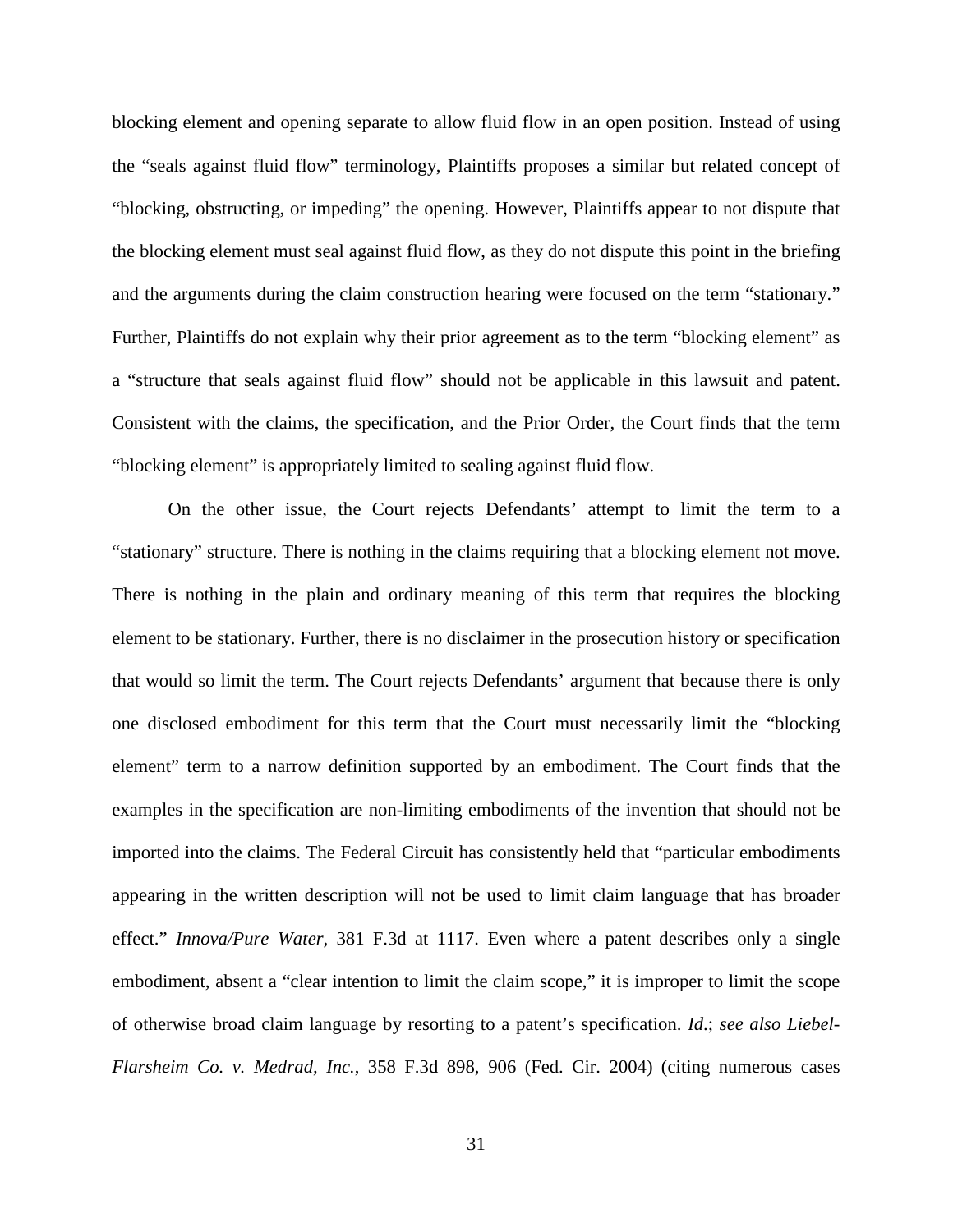blocking element and opening separate to allow fluid flow in an open position. Instead of using the "seals against fluid flow" terminology, Plaintiffs proposes a similar but related concept of "blocking, obstructing, or impeding" the opening. However, Plaintiffs appear to not dispute that the blocking element must seal against fluid flow, as they do not dispute this point in the briefing and the arguments during the claim construction hearing were focused on the term "stationary." Further, Plaintiffs do not explain why their prior agreement as to the term "blocking element" as a "structure that seals against fluid flow" should not be applicable in this lawsuit and patent. Consistent with the claims, the specification, and the Prior Order, the Court finds that the term "blocking element" is appropriately limited to sealing against fluid flow.

On the other issue, the Court rejects Defendants' attempt to limit the term to a "stationary" structure. There is nothing in the claims requiring that a blocking element not move. There is nothing in the plain and ordinary meaning of this term that requires the blocking element to be stationary. Further, there is no disclaimer in the prosecution history or specification that would so limit the term. The Court rejects Defendants' argument that because there is only one disclosed embodiment for this term that the Court must necessarily limit the "blocking element" term to a narrow definition supported by an embodiment. The Court finds that the examples in the specification are non-limiting embodiments of the invention that should not be imported into the claims. The Federal Circuit has consistently held that "particular embodiments appearing in the written description will not be used to limit claim language that has broader effect." *Innova/Pure Water*, 381 F.3d at 1117. Even where a patent describes only a single embodiment, absent a "clear intention to limit the claim scope," it is improper to limit the scope of otherwise broad claim language by resorting to a patent's specification. *Id.*; *see also Liebel-Flarsheim Co. v. Medrad, Inc.*, 358 F.3d 898, 906 (Fed. Cir. 2004) (citing numerous cases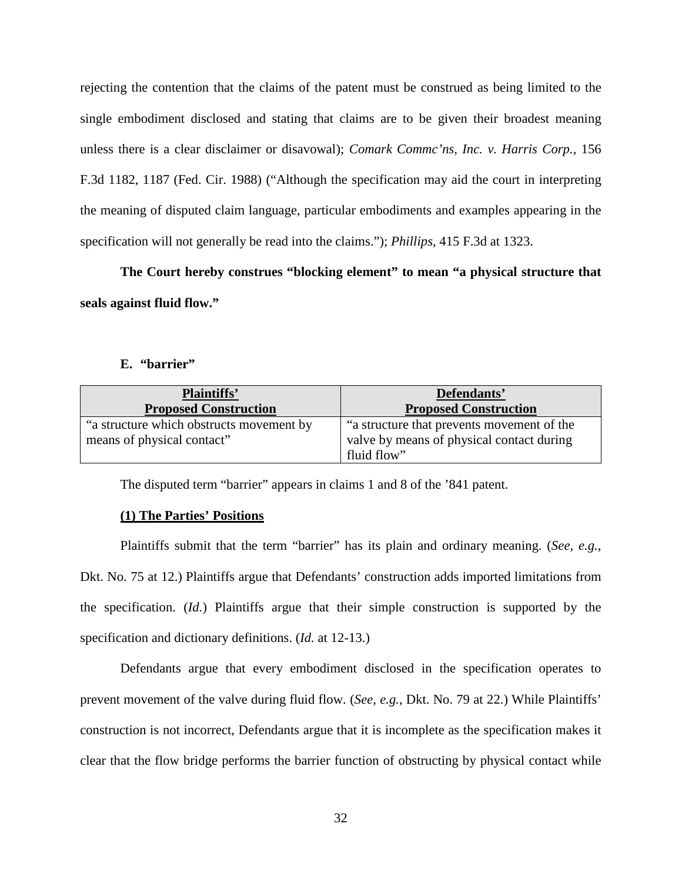rejecting the contention that the claims of the patent must be construed as being limited to the single embodiment disclosed and stating that claims are to be given their broadest meaning unless there is a clear disclaimer or disavowal); *Comark Commc'ns, Inc. v. Harris Corp.*, 156 F.3d 1182, 1187 (Fed. Cir. 1988) ("Although the specification may aid the court in interpreting the meaning of disputed claim language, particular embodiments and examples appearing in the specification will not generally be read into the claims."); *Phillips*, 415 F.3d at 1323.

**The Court hereby construes "blocking element" to mean "a physical structure that seals against fluid flow."**

### E. "barrier"

| Plaintiffs' Proposed Construction | Defendants' Proposed Construction |
|---|---|
| "a structure which obstructs movement by means of physical contact" | "a structure that prevents movement of the valve by means of physical contact during fluid flow" |

The disputed term "barrier" appears in claims 1 and 8 of the '841 patent.

#### (1) The Parties' Positions

Plaintiffs submit that the term "barrier" has its plain and ordinary meaning. (*See, e.g.*, Dkt. No. 75 at 12.) Plaintiffs argue that Defendants' construction adds imported limitations from the specification. (*Id.*) Plaintiffs argue that their simple construction is supported by the specification and dictionary definitions. (*Id.* at 12-13.)

Defendants argue that every embodiment disclosed in the specification operates to prevent movement of the valve during fluid flow. (*See, e.g.*, Dkt. No. 79 at 22.) While Plaintiffs' construction is not incorrect, Defendants argue that it is incomplete as the specification makes it clear that the flow bridge performs the barrier function of obstructing by physical contact while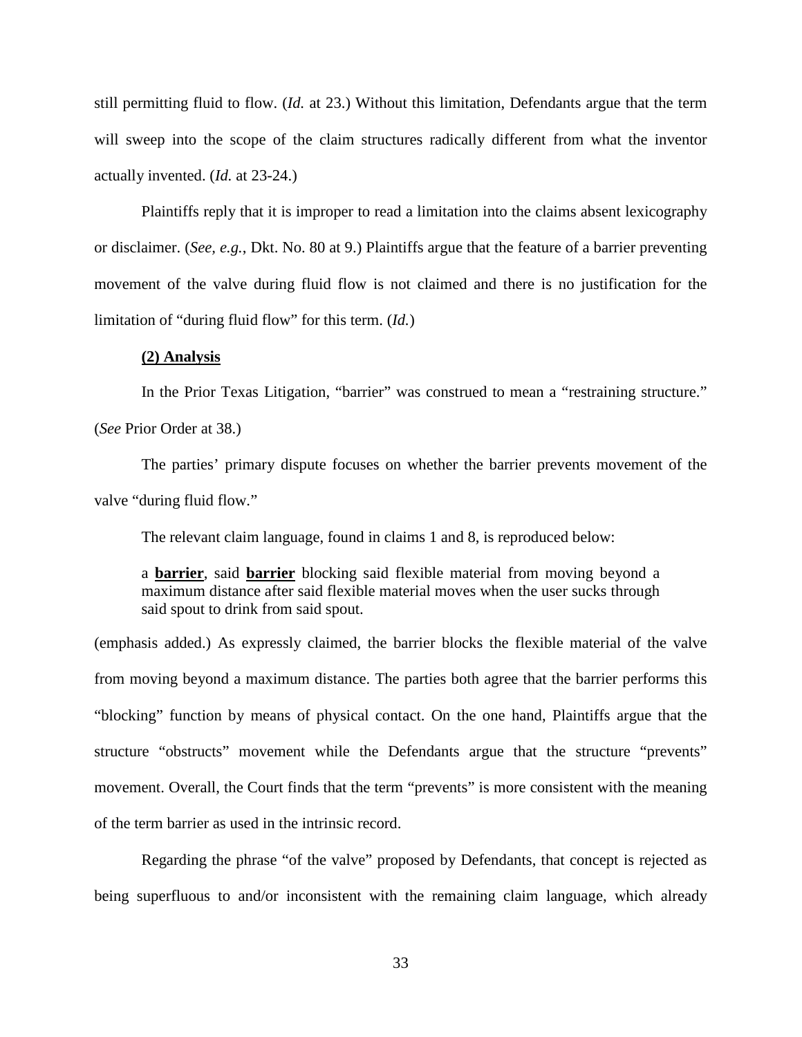still permitting fluid to flow. (*Id.* at 23.) Without this limitation, Defendants argue that the term will sweep into the scope of the claim structures radically different from what the inventor actually invented. (*Id.* at 23-24.)

Plaintiffs reply that it is improper to read a limitation into the claims absent lexicography or disclaimer. (*See, e.g.*, Dkt. No. 80 at 9.) Plaintiffs argue that the feature of a barrier preventing movement of the valve during fluid flow is not claimed and there is no justification for the limitation of "during fluid flow" for this term. (*Id.*)

**(2) Analysis**

In the Prior Texas Litigation, "barrier" was construed to mean a "restraining structure." (*See* Prior Order at 38.)

The parties' primary dispute focuses on whether the barrier prevents movement of the valve "during fluid flow."

The relevant claim language, found in claims 1 and 8, is reproduced below:

> a **barrier**, said **barrier** blocking said flexible material from moving beyond a maximum distance after said flexible material moves when the user sucks through said spout to drink from said spout.

(emphasis added.) As expressly claimed, the barrier blocks the flexible material of the valve from moving beyond a maximum distance. The parties both agree that the barrier performs this "blocking" function by means of physical contact. On the one hand, Plaintiffs argue that the structure "obstructs" movement while the Defendants argue that the structure "prevents" movement. Overall, the Court finds that the term "prevents" is more consistent with the meaning of the term barrier as used in the intrinsic record.

Regarding the phrase "of the valve" proposed by Defendants, that concept is rejected as being superfluous to and/or inconsistent with the remaining claim language, which already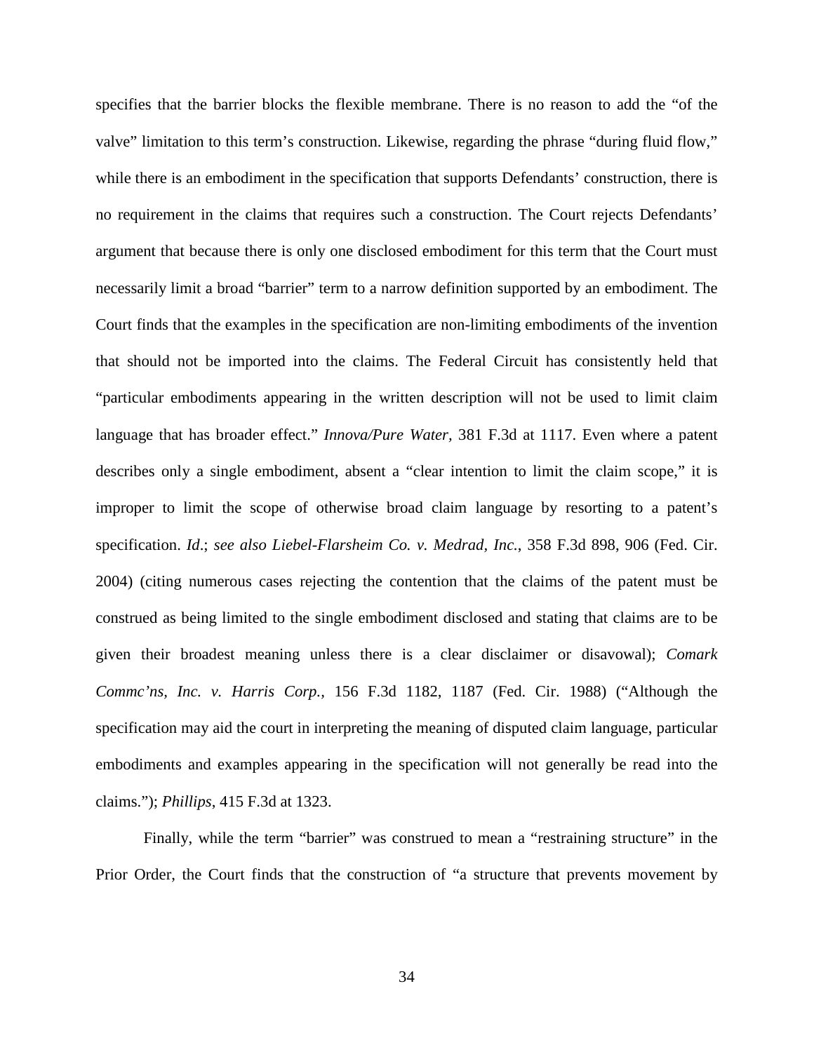specifies that the barrier blocks the flexible membrane. There is no reason to add the "of the valve" limitation to this term's construction. Likewise, regarding the phrase "during fluid flow," while there is an embodiment in the specification that supports Defendants' construction, there is no requirement in the claims that requires such a construction. The Court rejects Defendants' argument that because there is only one disclosed embodiment for this term that the Court must necessarily limit a broad "barrier" term to a narrow definition supported by an embodiment. The Court finds that the examples in the specification are non-limiting embodiments of the invention that should not be imported into the claims. The Federal Circuit has consistently held that "particular embodiments appearing in the written description will not be used to limit claim language that has broader effect." *Innova/Pure Water*, 381 F.3d at 1117. Even where a patent describes only a single embodiment, absent a "clear intention to limit the claim scope," it is improper to limit the scope of otherwise broad claim language by resorting to a patent's specification. *Id*.; *see also Liebel-Flarsheim Co. v. Medrad, Inc.*, 358 F.3d 898, 906 (Fed. Cir. 2004) (citing numerous cases rejecting the contention that the claims of the patent must be construed as being limited to the single embodiment disclosed and stating that claims are to be given their broadest meaning unless there is a clear disclaimer or disavowal); *Comark Commc'ns, Inc. v. Harris Corp.*, 156 F.3d 1182, 1187 (Fed. Cir. 1988) ("Although the specification may aid the court in interpreting the meaning of disputed claim language, particular embodiments and examples appearing in the specification will not generally be read into the claims."); *Phillips*, 415 F.3d at 1323.

Finally, while the term "barrier" was construed to mean a "restraining structure" in the Prior Order, the Court finds that the construction of "a structure that prevents movement by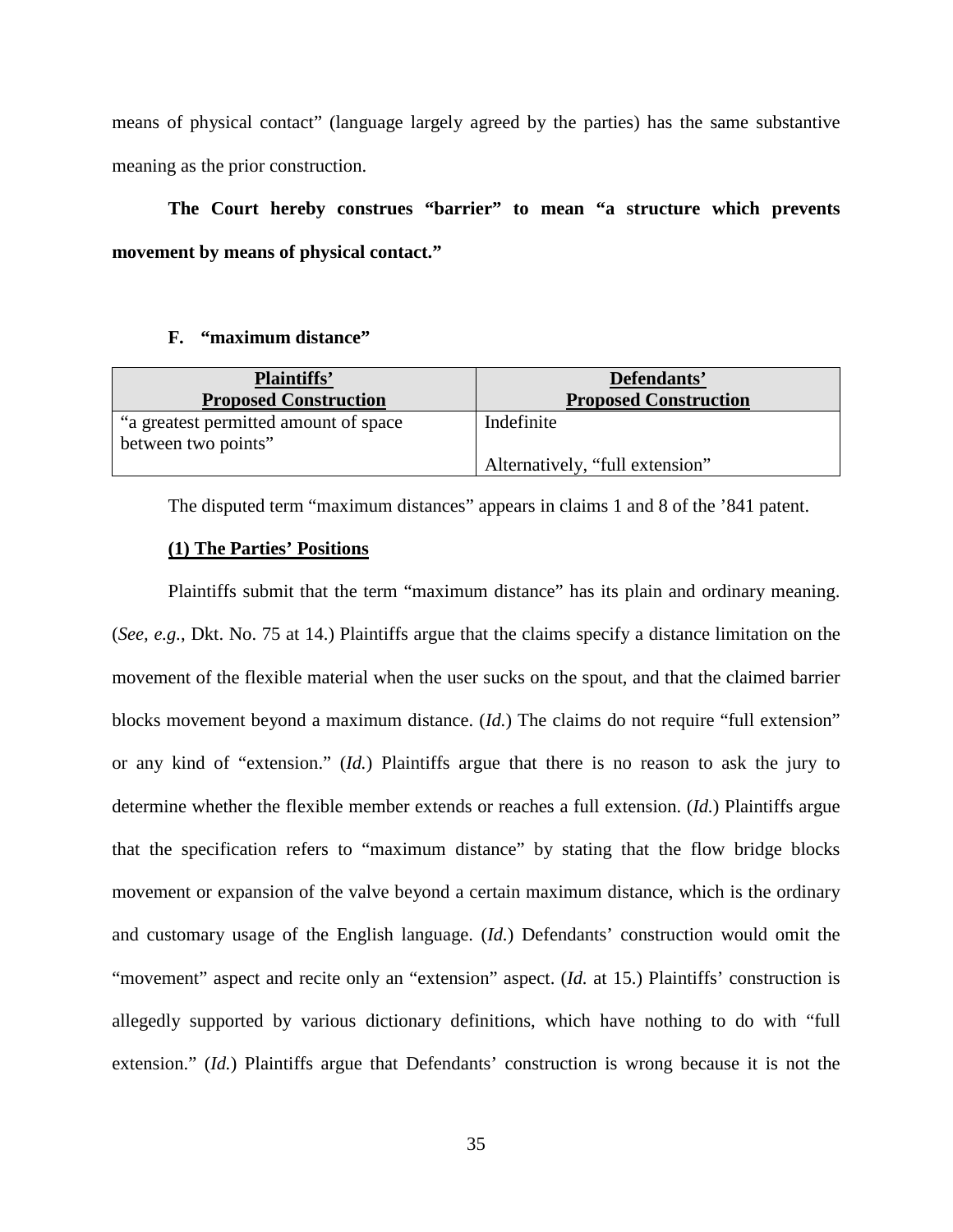means of physical contact" (language largely agreed by the parties) has the same substantive meaning as the prior construction.

**The Court hereby construes "barrier" to mean "a structure which prevents movement by means of physical contact."**

### F. "maximum distance"

| Plaintiffs' Proposed Construction | Defendants' Proposed Construction |
|---|---|
| "a greatest permitted amount of space between two points" | Indefinite<br><br>Alternatively, "full extension" |

The disputed term "maximum distances" appears in claims 1 and 8 of the '841 patent.

**(1) The Parties' Positions**

Plaintiffs submit that the term "maximum distance" has its plain and ordinary meaning. (*See, e.g.*, Dkt. No. 75 at 14.) Plaintiffs argue that the claims specify a distance limitation on the movement of the flexible material when the user sucks on the spout, and that the claimed barrier blocks movement beyond a maximum distance. (*Id.*) The claims do not require "full extension" or any kind of "extension." (*Id.*) Plaintiffs argue that there is no reason to ask the jury to determine whether the flexible member extends or reaches a full extension. (*Id.*) Plaintiffs argue that the specification refers to "maximum distance" by stating that the flow bridge blocks movement or expansion of the valve beyond a certain maximum distance, which is the ordinary and customary usage of the English language. (*Id.*) Defendants' construction would omit the "movement" aspect and recite only an "extension" aspect. (*Id.* at 15.) Plaintiffs' construction is allegedly supported by various dictionary definitions, which have nothing to do with "full extension." (*Id.*) Plaintiffs argue that Defendants' construction is wrong because it is not the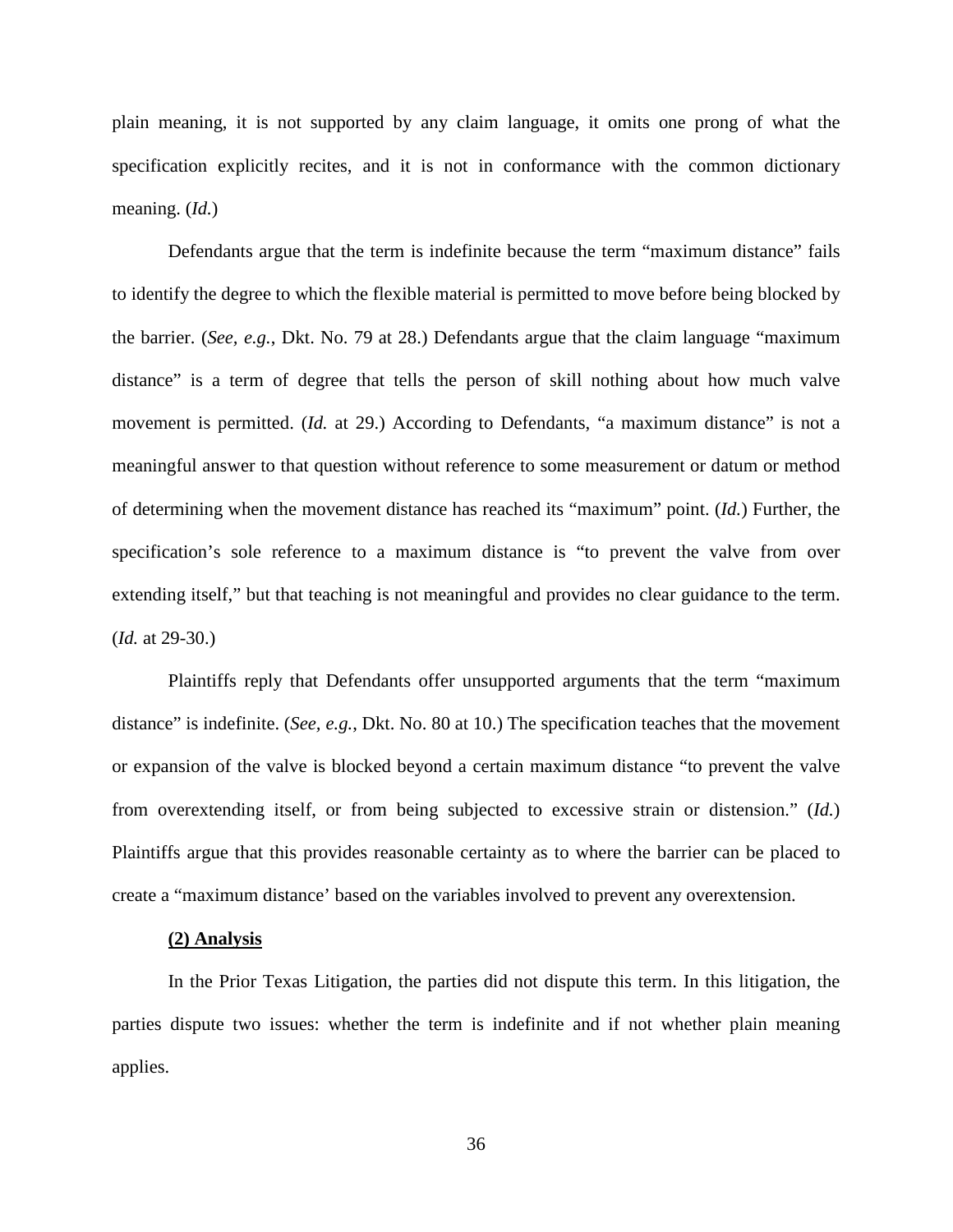plain meaning, it is not supported by any claim language, it omits one prong of what the specification explicitly recites, and it is not in conformance with the common dictionary meaning. (*Id.*)

Defendants argue that the term is indefinite because the term "maximum distance" fails to identify the degree to which the flexible material is permitted to move before being blocked by the barrier. (*See, e.g.*, Dkt. No. 79 at 28.) Defendants argue that the claim language "maximum distance" is a term of degree that tells the person of skill nothing about how much valve movement is permitted. (*Id.* at 29.) According to Defendants, "a maximum distance" is not a meaningful answer to that question without reference to some measurement or datum or method of determining when the movement distance has reached its "maximum" point. (*Id.*) Further, the specification's sole reference to a maximum distance is "to prevent the valve from over extending itself," but that teaching is not meaningful and provides no clear guidance to the term. (*Id.* at 29-30.)

Plaintiffs reply that Defendants offer unsupported arguments that the term "maximum distance" is indefinite. (*See, e.g.*, Dkt. No. 80 at 10.) The specification teaches that the movement or expansion of the valve is blocked beyond a certain maximum distance "to prevent the valve from overextending itself, or from being subjected to excessive strain or distension." (*Id.*) Plaintiffs argue that this provides reasonable certainty as to where the barrier can be placed to create a "maximum distance' based on the variables involved to prevent any overextension.

**(2) Analysis**

In the Prior Texas Litigation, the parties did not dispute this term. In this litigation, the parties dispute two issues: whether the term is indefinite and if not whether plain meaning applies.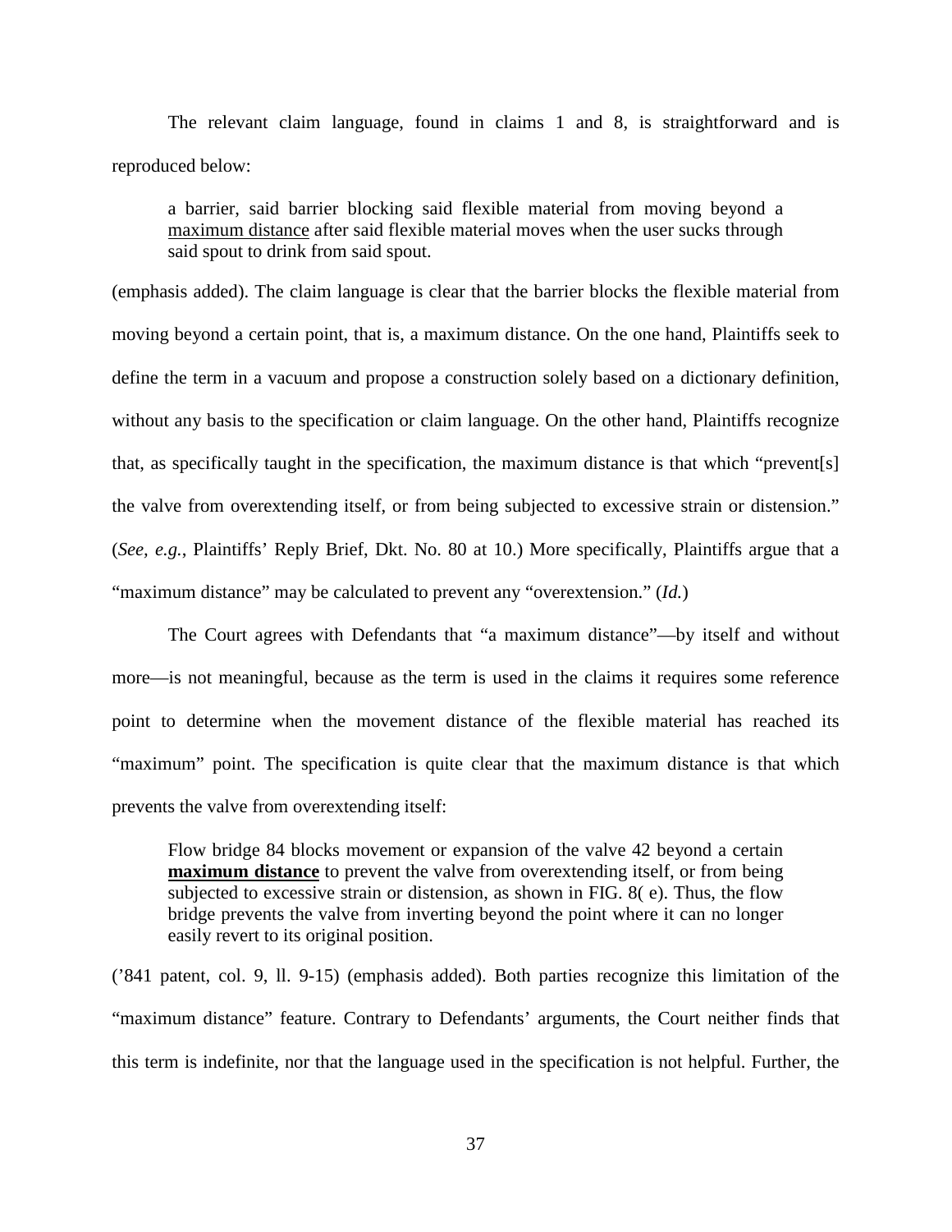The relevant claim language, found in claims 1 and 8, is straightforward and is reproduced below:

> a barrier, said barrier blocking said flexible material from moving beyond a <u>maximum distance</u> after said flexible material moves when the user sucks through said spout to drink from said spout.

(emphasis added). The claim language is clear that the barrier blocks the flexible material from moving beyond a certain point, that is, a maximum distance. On the one hand, Plaintiffs seek to define the term in a vacuum and propose a construction solely based on a dictionary definition, without any basis to the specification or claim language. On the other hand, Plaintiffs recognize that, as specifically taught in the specification, the maximum distance is that which "prevent[s] the valve from overextending itself, or from being subjected to excessive strain or distension." (*See, e.g.,* Plaintiffs' Reply Brief, Dkt. No. 80 at 10.) More specifically, Plaintiffs argue that a "maximum distance" may be calculated to prevent any "overextension." (*Id.*)

The Court agrees with Defendants that "a maximum distance"—by itself and without more—is not meaningful, because as the term is used in the claims it requires some reference point to determine when the movement distance of the flexible material has reached its "maximum" point. The specification is quite clear that the maximum distance is that which prevents the valve from overextending itself:

> Flow bridge 84 blocks movement or expansion of the valve 42 beyond a certain <u>**maximum distance**</u> to prevent the valve from overextending itself, or from being subjected to excessive strain or distension, as shown in FIG. 8( e). Thus, the flow bridge prevents the valve from inverting beyond the point where it can no longer easily revert to its original position.

('841 patent, col. 9, ll. 9-15) (emphasis added). Both parties recognize this limitation of the "maximum distance" feature. Contrary to Defendants' arguments, the Court neither finds that this term is indefinite, nor that the language used in the specification is not helpful. Further, the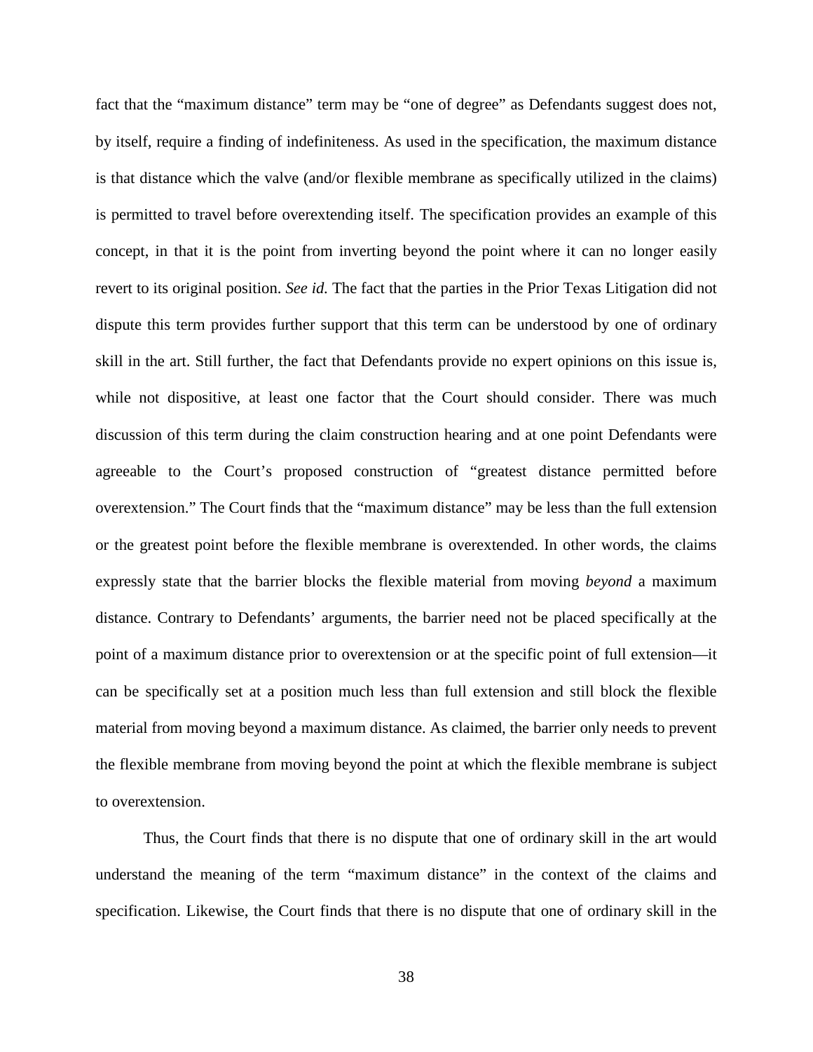fact that the "maximum distance" term may be "one of degree" as Defendants suggest does not, by itself, require a finding of indefiniteness. As used in the specification, the maximum distance is that distance which the valve (and/or flexible membrane as specifically utilized in the claims) is permitted to travel before overextending itself. The specification provides an example of this concept, in that it is the point from inverting beyond the point where it can no longer easily revert to its original position. *See id.* The fact that the parties in the Prior Texas Litigation did not dispute this term provides further support that this term can be understood by one of ordinary skill in the art. Still further, the fact that Defendants provide no expert opinions on this issue is, while not dispositive, at least one factor that the Court should consider. There was much discussion of this term during the claim construction hearing and at one point Defendants were agreeable to the Court's proposed construction of "greatest distance permitted before overextension." The Court finds that the "maximum distance" may be less than the full extension or the greatest point before the flexible membrane is overextended. In other words, the claims expressly state that the barrier blocks the flexible material from moving *beyond* a maximum distance. Contrary to Defendants' arguments, the barrier need not be placed specifically at the point of a maximum distance prior to overextension or at the specific point of full extension—it can be specifically set at a position much less than full extension and still block the flexible material from moving beyond a maximum distance. As claimed, the barrier only needs to prevent the flexible membrane from moving beyond the point at which the flexible membrane is subject to overextension.

Thus, the Court finds that there is no dispute that one of ordinary skill in the art would understand the meaning of the term "maximum distance" in the context of the claims and specification. Likewise, the Court finds that there is no dispute that one of ordinary skill in the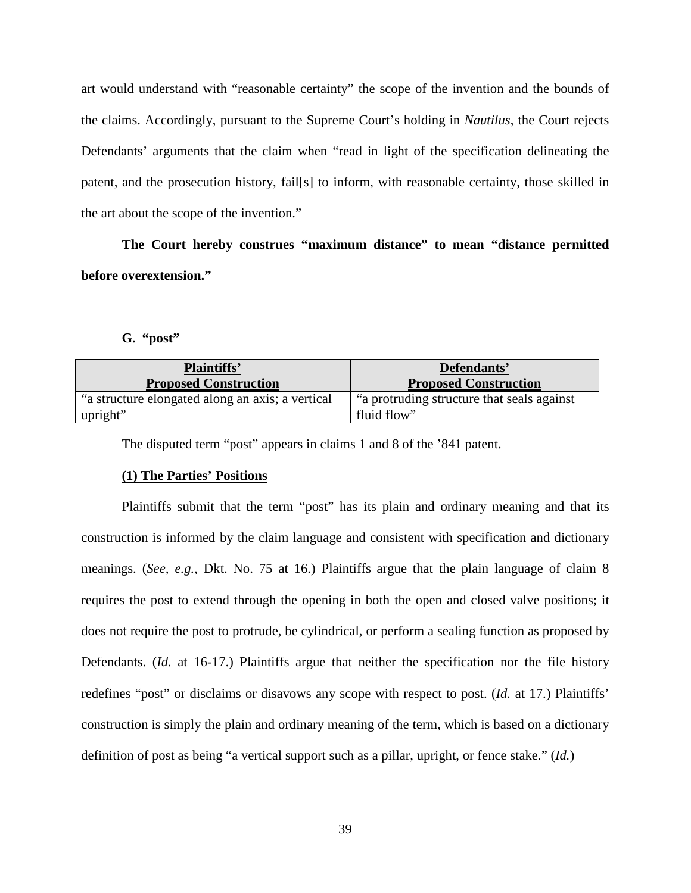art would understand with "reasonable certainty" the scope of the invention and the bounds of the claims. Accordingly, pursuant to the Supreme Court's holding in *Nautilus*, the Court rejects Defendants' arguments that the claim when "read in light of the specification delineating the patent, and the prosecution history, fail[s] to inform, with reasonable certainty, those skilled in the art about the scope of the invention."

**The Court hereby construes "maximum distance" to mean "distance permitted before overextension."**

### G. "post"

| Plaintiffs' Proposed Construction | Defendants' Proposed Construction |
|---|---|
| "a structure elongated along an axis; a vertical upright" | "a protruding structure that seals against fluid flow" |

The disputed term "post" appears in claims 1 and 8 of the '841 patent.

#### (1) The Parties' Positions

Plaintiffs submit that the term "post" has its plain and ordinary meaning and that its construction is informed by the claim language and consistent with specification and dictionary meanings. (*See, e.g.*, Dkt. No. 75 at 16.) Plaintiffs argue that the plain language of claim 8 requires the post to extend through the opening in both the open and closed valve positions; it does not require the post to protrude, be cylindrical, or perform a sealing function as proposed by Defendants. (*Id.* at 16-17.) Plaintiffs argue that neither the specification nor the file history redefines "post" or disclaims or disavows any scope with respect to post. (*Id.* at 17.) Plaintiffs' construction is simply the plain and ordinary meaning of the term, which is based on a dictionary definition of post as being "a vertical support such as a pillar, upright, or fence stake." (*Id.*)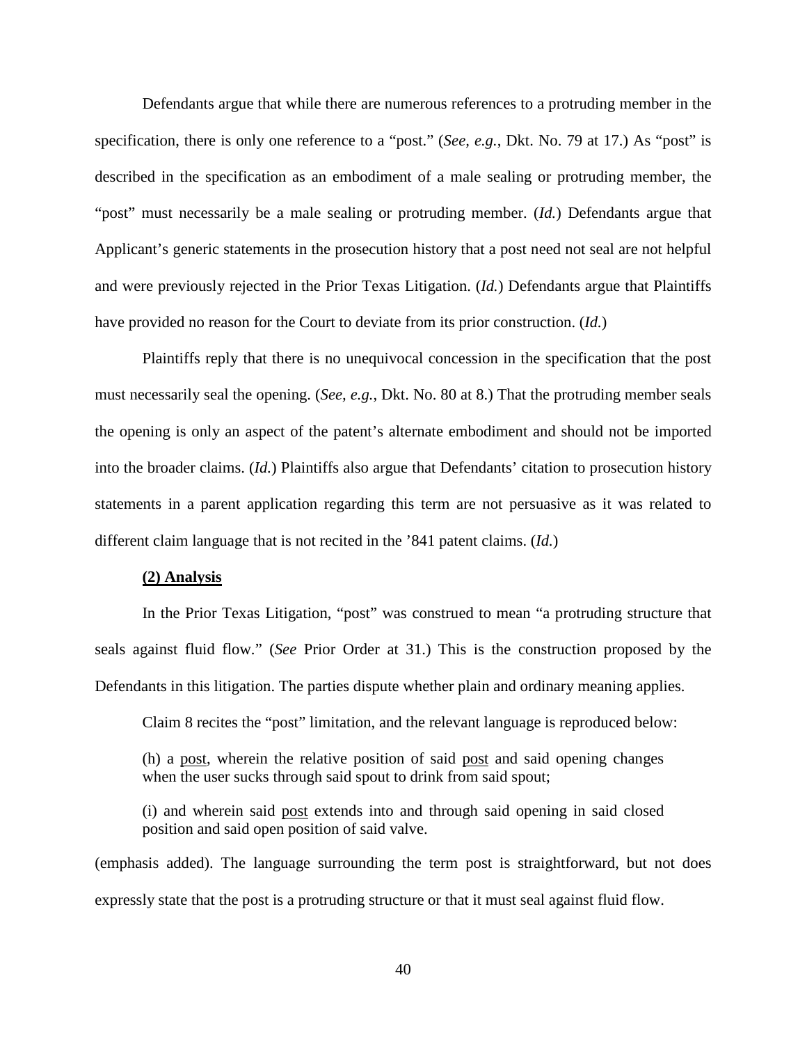Defendants argue that while there are numerous references to a protruding member in the specification, there is only one reference to a "post." (*See, e.g.*, Dkt. No. 79 at 17.) As "post" is described in the specification as an embodiment of a male sealing or protruding member, the "post" must necessarily be a male sealing or protruding member. (*Id.*) Defendants argue that Applicant's generic statements in the prosecution history that a post need not seal are not helpful and were previously rejected in the Prior Texas Litigation. (*Id.*) Defendants argue that Plaintiffs have provided no reason for the Court to deviate from its prior construction. (*Id.*)

Plaintiffs reply that there is no unequivocal concession in the specification that the post must necessarily seal the opening. (*See, e.g.*, Dkt. No. 80 at 8.) That the protruding member seals the opening is only an aspect of the patent's alternate embodiment and should not be imported into the broader claims. (*Id.*) Plaintiffs also argue that Defendants' citation to prosecution history statements in a parent application regarding this term are not persuasive as it was related to different claim language that is not recited in the '841 patent claims. (*Id.*)

**(2) Analysis**

In the Prior Texas Litigation, "post" was construed to mean "a protruding structure that seals against fluid flow." (*See* Prior Order at 31.) This is the construction proposed by the Defendants in this litigation. The parties dispute whether plain and ordinary meaning applies.

Claim 8 recites the "post" limitation, and the relevant language is reproduced below:

> (h) a <u>post</u>, wherein the relative position of said <u>post</u> and said opening changes when the user sucks through said spout to drink from said spout;
>
> (i) and wherein said <u>post</u> extends into and through said opening in said closed position and said open position of said valve.

(emphasis added). The language surrounding the term post is straightforward, but not does expressly state that the post is a protruding structure or that it must seal against fluid flow.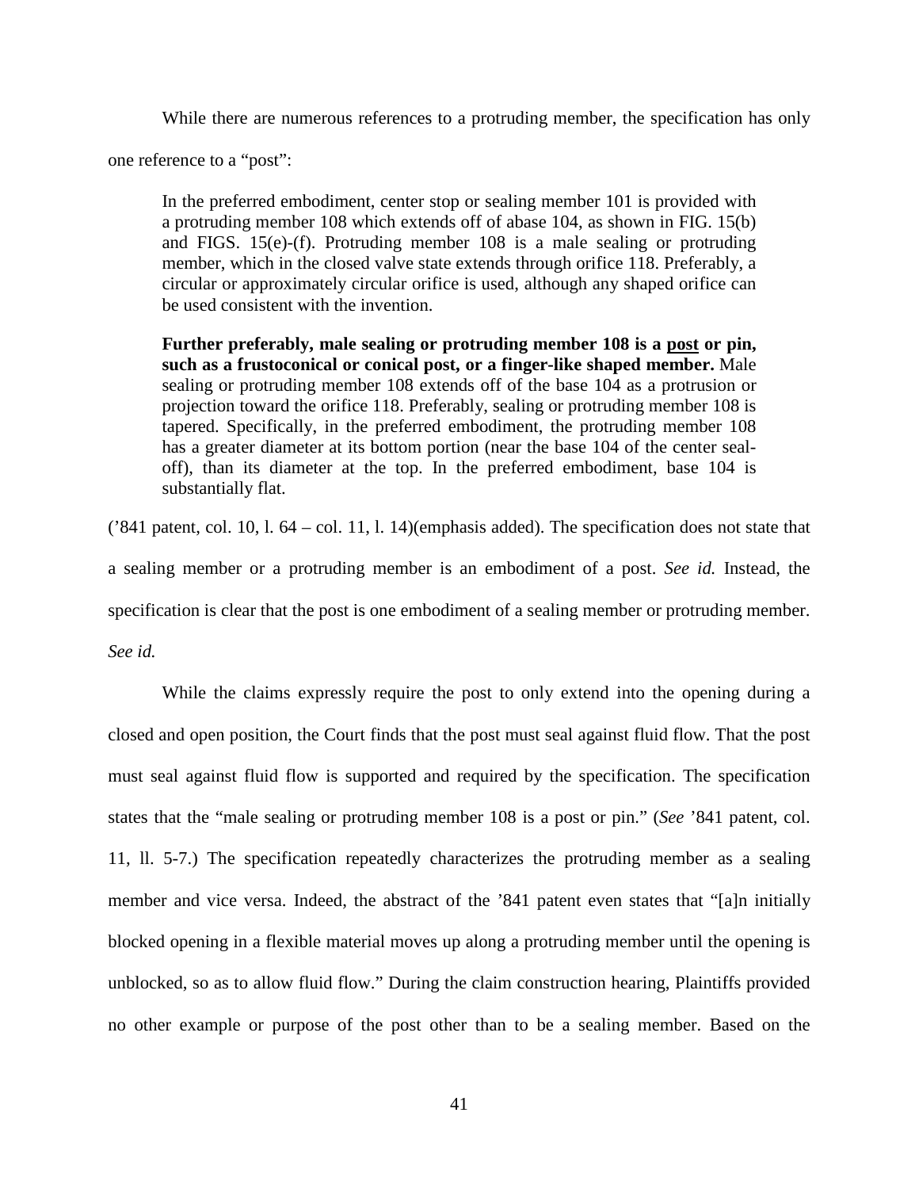While there are numerous references to a protruding member, the specification has only one reference to a "post":

> In the preferred embodiment, center stop or sealing member 101 is provided with a protruding member 108 which extends off of abase 104, as shown in FIG. 15(b) and FIGS. 15(e)-(f). Protruding member 108 is a male sealing or protruding member, which in the closed valve state extends through orifice 118. Preferably, a circular or approximately circular orifice is used, although any shaped orifice can be used consistent with the invention.
>
> **Further preferably, male sealing or protruding member 108 is a <u>post</u> or pin, such as a frustoconical or conical post, or a finger-like shaped member.** Male sealing or protruding member 108 extends off of the base 104 as a protrusion or projection toward the orifice 118. Preferably, sealing or protruding member 108 is tapered. Specifically, in the preferred embodiment, the protruding member 108 has a greater diameter at its bottom portion (near the base 104 of the center seal-off), than its diameter at the top. In the preferred embodiment, base 104 is substantially flat.

('841 patent, col. 10, l. 64 – col. 11, l. 14)(emphasis added). The specification does not state that a sealing member or a protruding member is an embodiment of a post. *See id.* Instead, the specification is clear that the post is one embodiment of a sealing member or protruding member. *See id.*

While the claims expressly require the post to only extend into the opening during a closed and open position, the Court finds that the post must seal against fluid flow. That the post must seal against fluid flow is supported and required by the specification. The specification states that the "male sealing or protruding member 108 is a post or pin." (*See* '841 patent, col. 11, ll. 5-7.) The specification repeatedly characterizes the protruding member as a sealing member and vice versa. Indeed, the abstract of the '841 patent even states that "[a]n initially blocked opening in a flexible material moves up along a protruding member until the opening is unblocked, so as to allow fluid flow." During the claim construction hearing, Plaintiffs provided no other example or purpose of the post other than to be a sealing member. Based on the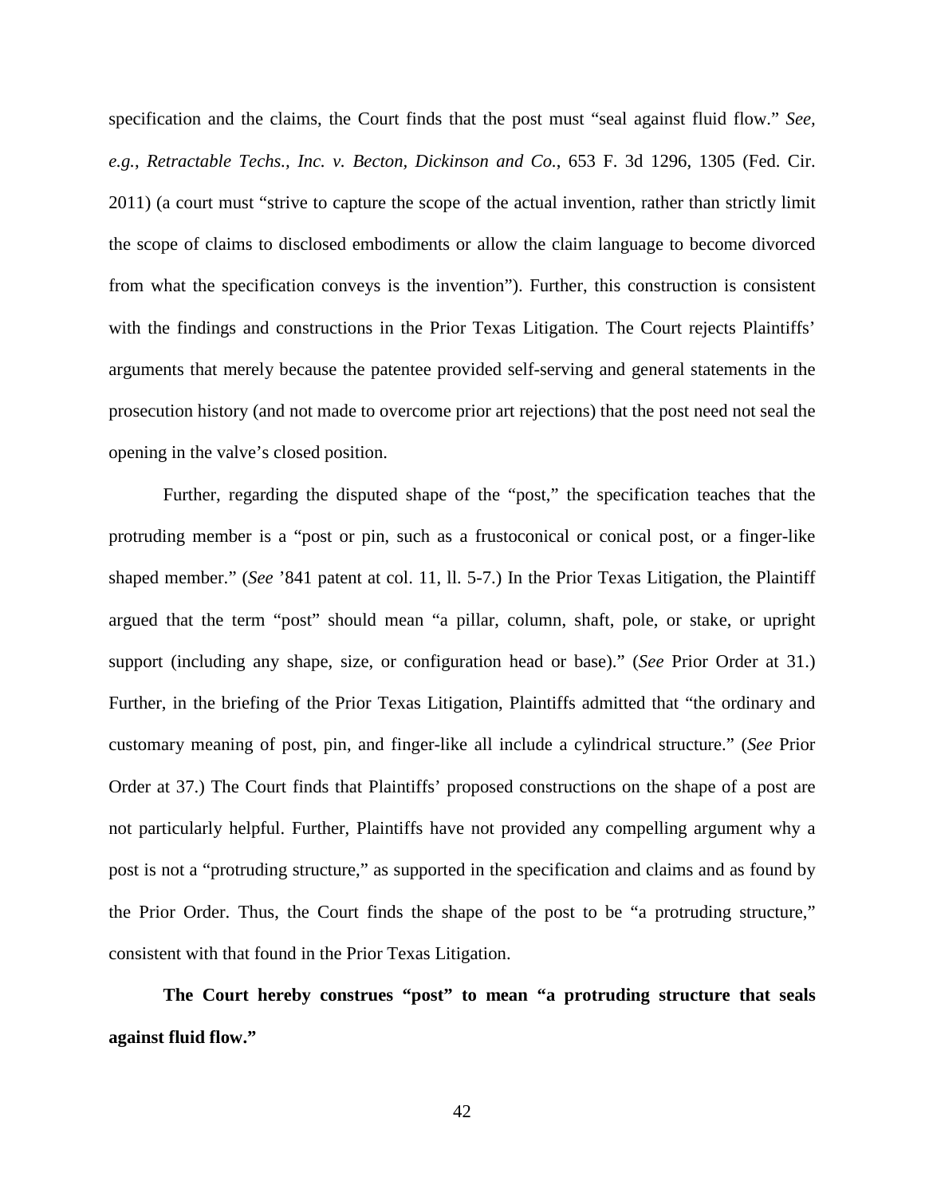specification and the claims, the Court finds that the post must "seal against fluid flow." *See, e.g.*, *Retractable Techs., Inc. v. Becton, Dickinson and Co.*, 653 F. 3d 1296, 1305 (Fed. Cir. 2011) (a court must "strive to capture the scope of the actual invention, rather than strictly limit the scope of claims to disclosed embodiments or allow the claim language to become divorced from what the specification conveys is the invention"). Further, this construction is consistent with the findings and constructions in the Prior Texas Litigation. The Court rejects Plaintiffs' arguments that merely because the patentee provided self-serving and general statements in the prosecution history (and not made to overcome prior art rejections) that the post need not seal the opening in the valve's closed position.

Further, regarding the disputed shape of the "post," the specification teaches that the protruding member is a "post or pin, such as a frustoconical or conical post, or a finger-like shaped member." (*See* '841 patent at col. 11, ll. 5-7.) In the Prior Texas Litigation, the Plaintiff argued that the term "post" should mean "a pillar, column, shaft, pole, or stake, or upright support (including any shape, size, or configuration head or base)." (*See* Prior Order at 31.) Further, in the briefing of the Prior Texas Litigation, Plaintiffs admitted that "the ordinary and customary meaning of post, pin, and finger-like all include a cylindrical structure." (*See* Prior Order at 37.) The Court finds that Plaintiffs' proposed constructions on the shape of a post are not particularly helpful. Further, Plaintiffs have not provided any compelling argument why a post is not a "protruding structure," as supported in the specification and claims and as found by the Prior Order. Thus, the Court finds the shape of the post to be "a protruding structure," consistent with that found in the Prior Texas Litigation.

**The Court hereby construes "post" to mean "a protruding structure that seals against fluid flow."**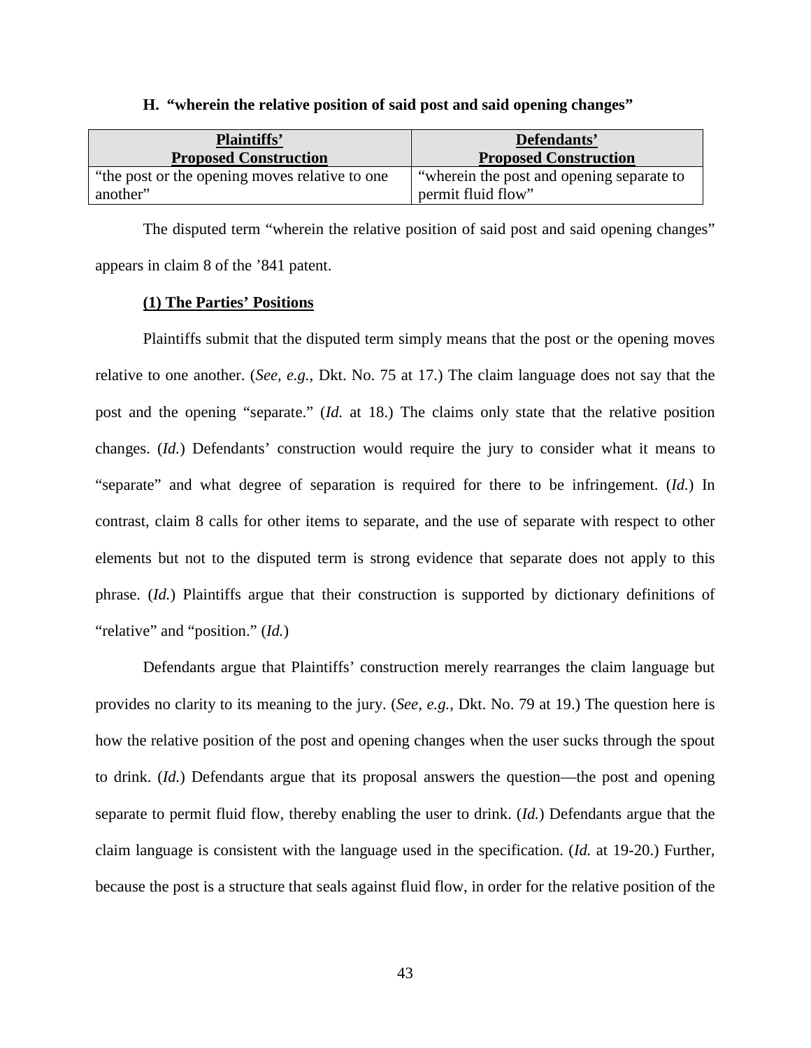### H. "wherein the relative position of said post and said opening changes"

| Plaintiffs' Proposed Construction | Defendants' Proposed Construction |
|---|---|
| "the post or the opening moves relative to one another" | "wherein the post and opening separate to permit fluid flow" |

The disputed term "wherein the relative position of said post and said opening changes" appears in claim 8 of the '841 patent.

**(1) The Parties' Positions**

Plaintiffs submit that the disputed term simply means that the post or the opening moves relative to one another. (*See, e.g.*, Dkt. No. 75 at 17.) The claim language does not say that the post and the opening "separate." (*Id.* at 18.) The claims only state that the relative position changes. (*Id.*) Defendants' construction would require the jury to consider what it means to "separate" and what degree of separation is required for there to be infringement. (*Id.*) In contrast, claim 8 calls for other items to separate, and the use of separate with respect to other elements but not to the disputed term is strong evidence that separate does not apply to this phrase. (*Id.*) Plaintiffs argue that their construction is supported by dictionary definitions of "relative" and "position." (*Id.*)

Defendants argue that Plaintiffs' construction merely rearranges the claim language but provides no clarity to its meaning to the jury. (*See, e.g.*, Dkt. No. 79 at 19.) The question here is how the relative position of the post and opening changes when the user sucks through the spout to drink. (*Id.*) Defendants argue that its proposal answers the question—the post and opening separate to permit fluid flow, thereby enabling the user to drink. (*Id.*) Defendants argue that the claim language is consistent with the language used in the specification. (*Id.* at 19-20.) Further, because the post is a structure that seals against fluid flow, in order for the relative position of the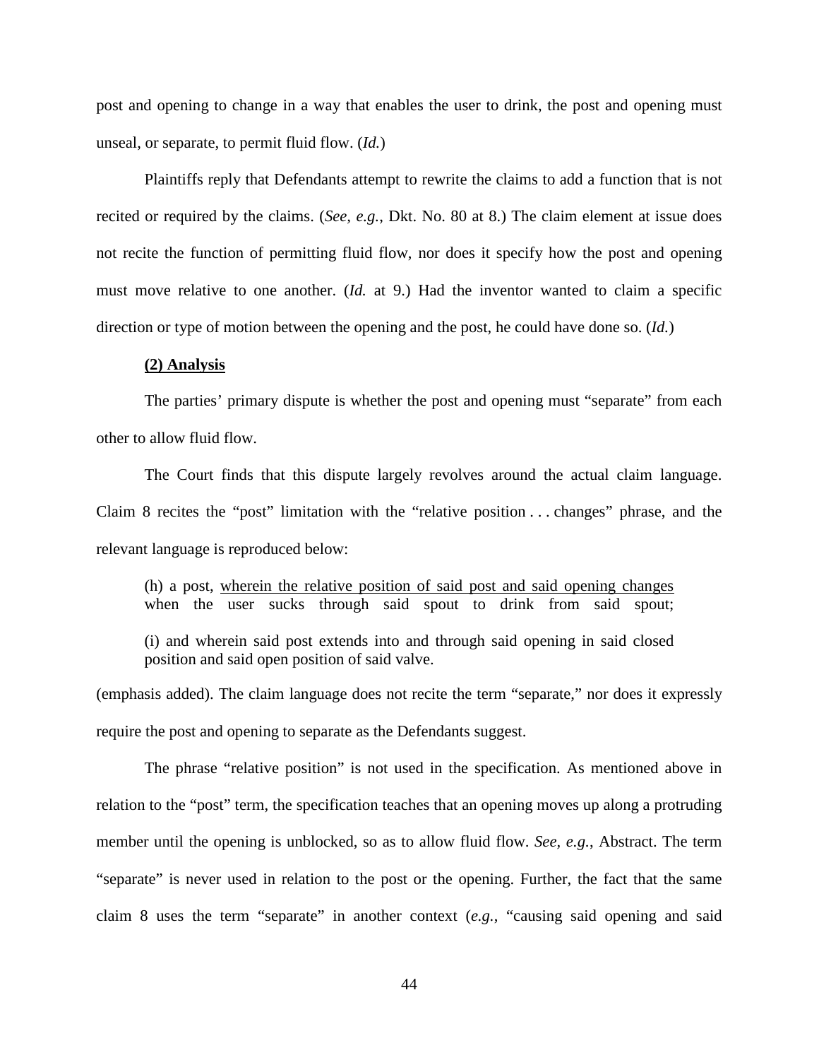post and opening to change in a way that enables the user to drink, the post and opening must unseal, or separate, to permit fluid flow. (*Id.*)

Plaintiffs reply that Defendants attempt to rewrite the claims to add a function that is not recited or required by the claims. (*See, e.g.*, Dkt. No. 80 at 8.) The claim element at issue does not recite the function of permitting fluid flow, nor does it specify how the post and opening must move relative to one another. (*Id.* at 9.) Had the inventor wanted to claim a specific direction or type of motion between the opening and the post, he could have done so. (*Id.*)

**(2) Analysis**

The parties' primary dispute is whether the post and opening must "separate" from each other to allow fluid flow.

The Court finds that this dispute largely revolves around the actual claim language. Claim 8 recites the "post" limitation with the "relative position . . . changes" phrase, and the relevant language is reproduced below:

> (h) a post, <u>wherein the relative position of said post and said opening changes</u> when the user sucks through said spout to drink from said spout;
>
> (i) and wherein said post extends into and through said opening in said closed position and said open position of said valve.

(emphasis added). The claim language does not recite the term "separate," nor does it expressly require the post and opening to separate as the Defendants suggest.

The phrase "relative position" is not used in the specification. As mentioned above in relation to the "post" term, the specification teaches that an opening moves up along a protruding member until the opening is unblocked, so as to allow fluid flow. *See, e.g.*, Abstract. The term "separate" is never used in relation to the post or the opening. Further, the fact that the same claim 8 uses the term "separate" in another context (*e.g.*, "causing said opening and said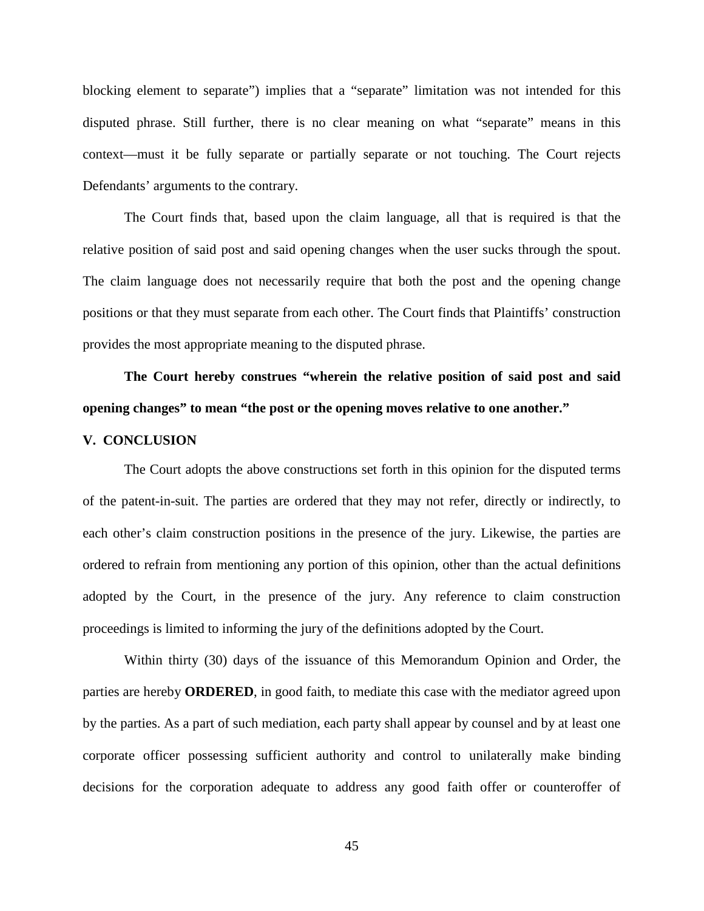blocking element to separate") implies that a "separate" limitation was not intended for this disputed phrase. Still further, there is no clear meaning on what "separate" means in this context—must it be fully separate or partially separate or not touching. The Court rejects Defendants' arguments to the contrary.

The Court finds that, based upon the claim language, all that is required is that the relative position of said post and said opening changes when the user sucks through the spout. The claim language does not necessarily require that both the post and the opening change positions or that they must separate from each other. The Court finds that Plaintiffs' construction provides the most appropriate meaning to the disputed phrase.

**The Court hereby construes "wherein the relative position of said post and said opening changes" to mean "the post or the opening moves relative to one another."**

## V. CONCLUSION

The Court adopts the above constructions set forth in this opinion for the disputed terms of the patent-in-suit. The parties are ordered that they may not refer, directly or indirectly, to each other's claim construction positions in the presence of the jury. Likewise, the parties are ordered to refrain from mentioning any portion of this opinion, other than the actual definitions adopted by the Court, in the presence of the jury. Any reference to claim construction proceedings is limited to informing the jury of the definitions adopted by the Court.

Within thirty (30) days of the issuance of this Memorandum Opinion and Order, the parties are hereby **ORDERED**, in good faith, to mediate this case with the mediator agreed upon by the parties. As a part of such mediation, each party shall appear by counsel and by at least one corporate officer possessing sufficient authority and control to unilaterally make binding decisions for the corporation adequate to address any good faith offer or counteroffer of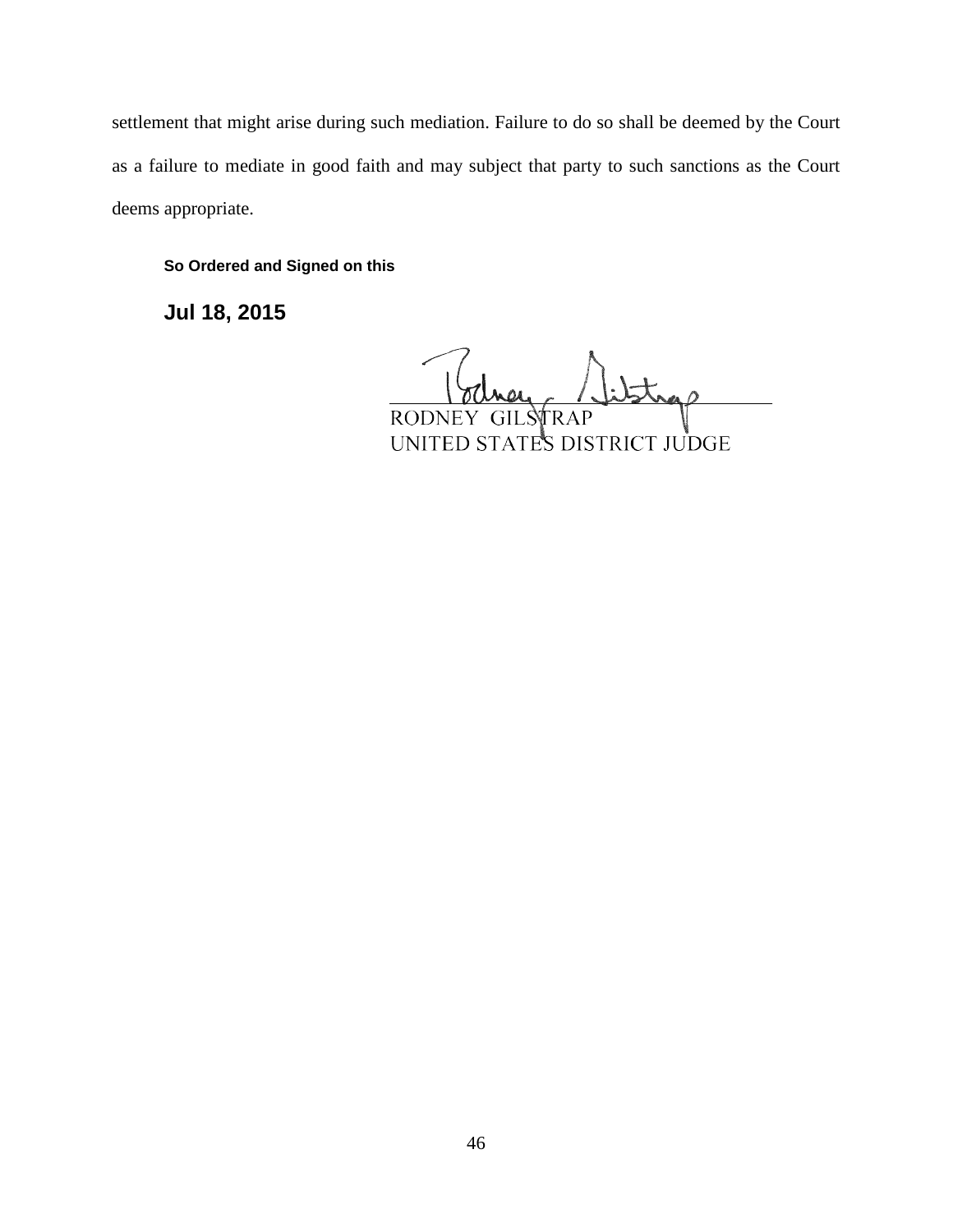settlement that might arise during such mediation. Failure to do so shall be deemed by the Court as a failure to mediate in good faith and may subject that party to such sanctions as the Court deems appropriate.

**So Ordered and Signed on this**

**Jul 18, 2015**

RODNEY GILSTRAP
UNITED STATES DISTRICT JUDGE